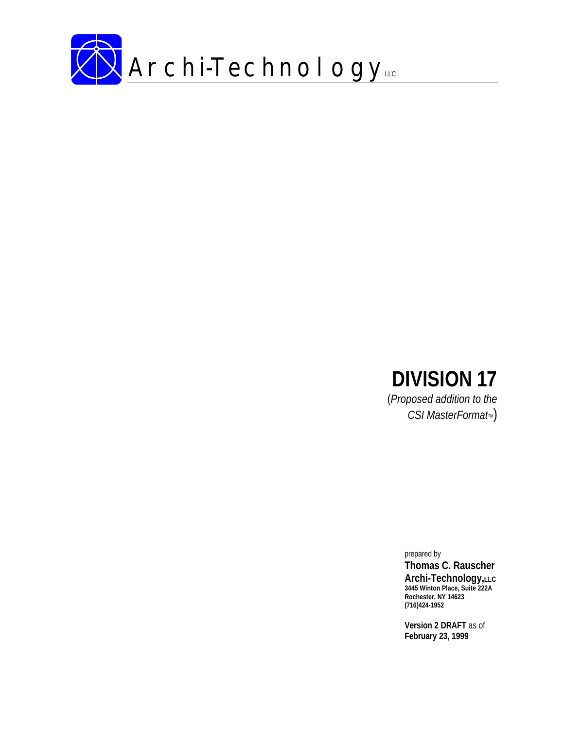Archi-Technology LLC

# DIVISION 17

(*Proposed addition to the CSI MasterFormat™*)

prepared by

**Thomas C. Rauscher**

**Archi-Technology, LLC**

**3445 Winton Place, Suite 222A**

**Rochester, NY 14623**

**(716)424-1952**

**Version 2 DRAFT** as of **February 23, 1999**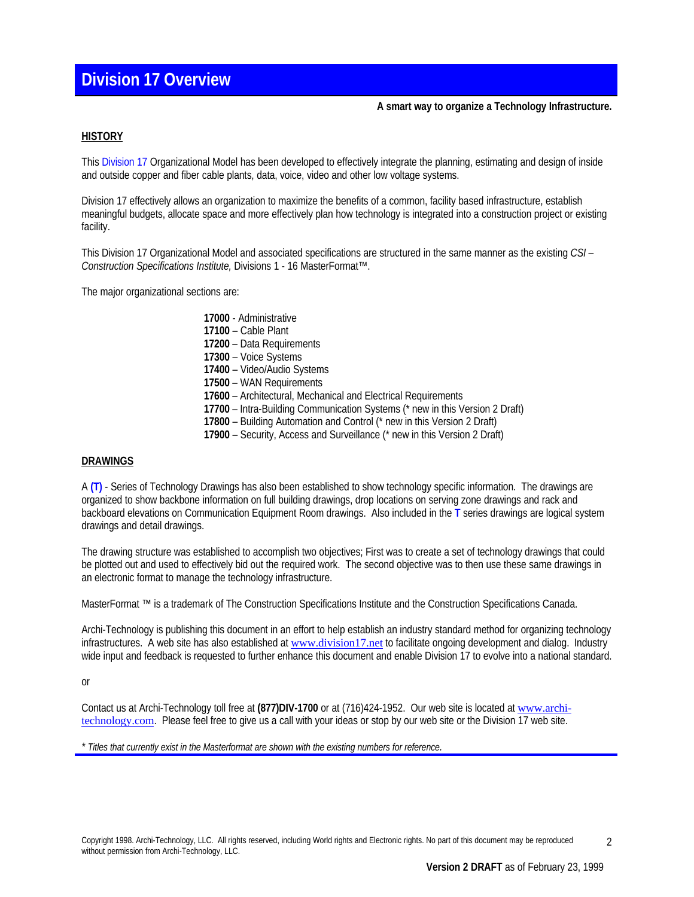# Division 17 Overview

**A smart way to organize a Technology Infrastructure.**

**HISTORY**

This Division 17 Organizational Model has been developed to effectively integrate the planning, estimating and design of inside and outside copper and fiber cable plants, data, voice, video and other low voltage systems.

Division 17 effectively allows an organization to maximize the benefits of a common, facility based infrastructure, establish meaningful budgets, allocate space and more effectively plan how technology is integrated into a construction project or existing facility.

This Division 17 Organizational Model and associated specifications are structured in the same manner as the existing *CSI – Construction Specifications Institute,* Divisions 1 - 16 MasterFormat™.

The major organizational sections are:

**17000** - Administrative
**17100** – Cable Plant
**17200** – Data Requirements
**17300** – Voice Systems
**17400** – Video/Audio Systems
**17500** – WAN Requirements
**17600** – Architectural, Mechanical and Electrical Requirements
**17700** – Intra-Building Communication Systems (* new in this Version 2 Draft)
**17800** – Building Automation and Control (* new in this Version 2 Draft)
**17900** – Security, Access and Surveillance (* new in this Version 2 Draft)

**DRAWINGS**

A **(T)** - Series of Technology Drawings has also been established to show technology specific information. The drawings are organized to show backbone information on full building drawings, drop locations on serving zone drawings and rack and backboard elevations on Communication Equipment Room drawings. Also included in the **T** series drawings are logical system drawings and detail drawings.

The drawing structure was established to accomplish two objectives; First was to create a set of technology drawings that could be plotted out and used to effectively bid out the required work. The second objective was to then use these same drawings in an electronic format to manage the technology infrastructure.

MasterFormat ™ is a trademark of The Construction Specifications Institute and the Construction Specifications Canada.

Archi-Technology is publishing this document in an effort to help establish an industry standard method for organizing technology infrastructures. A web site has also established at www.division17.net to facilitate ongoing development and dialog. Industry wide input and feedback is requested to further enhance this document and enable Division 17 to evolve into a national standard.

or

Contact us at Archi-Technology toll free at **(877)DIV-1700** or at (716)424-1952. Our web site is located at www.archi-technology.com. Please feel free to give us a call with your ideas or stop by our web site or the Division 17 web site.

\* *Titles that currently exist in the Masterformat are shown with the existing numbers for reference.*

Copyright 1998. Archi-Technology, LLC. All rights reserved, including World rights and Electronic rights. No part of this document may be reproduced without permission from Archi-Technology, LLC.

**Version 2 DRAFT** as of February 23, 1999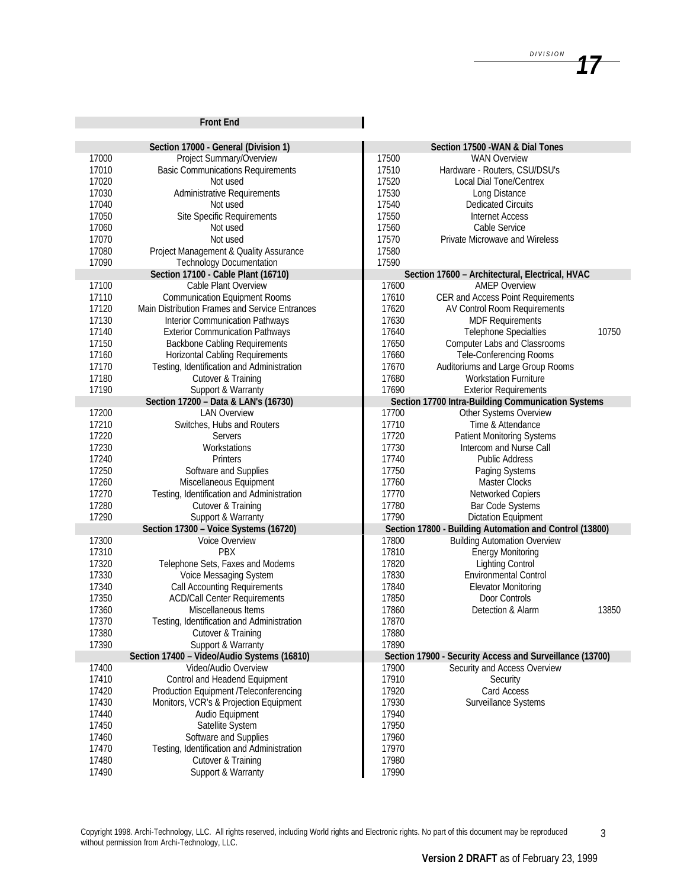DIVISION **17**

**Front End**

| Section 17000 - General (Division 1) | | |
|---|---|---|
| 17000 | Project Summary/Overview | |
| 17010 | Basic Communications Requirements | |
| 17020 | Not used | |
| 17030 | Administrative Requirements | |
| 17040 | Not used | |
| 17050 | Site Specific Requirements | |
| 17060 | Not used | |
| 17070 | Not used | |
| 17080 | Project Management & Quality Assurance | |
| 17090 | Technology Documentation | |
| **Section 17100 - Cable Plant (16710)** | | |
| 17100 | Cable Plant Overview | |
| 17110 | Communication Equipment Rooms | |
| 17120 | Main Distribution Frames and Service Entrances | |
| 17130 | Interior Communication Pathways | |
| 17140 | Exterior Communication Pathways | |
| 17150 | Backbone Cabling Requirements | |
| 17160 | Horizontal Cabling Requirements | |
| 17170 | Testing, Identification and Administration | |
| 17180 | Cutover & Training | |
| 17190 | Support & Warranty | |
| **Section 17200 – Data & LAN's (16730)** | | |
| 17200 | LAN Overview | |
| 17210 | Switches, Hubs and Routers | |
| 17220 | Servers | |
| 17230 | Workstations | |
| 17240 | Printers | |
| 17250 | Software and Supplies | |
| 17260 | Miscellaneous Equipment | |
| 17270 | Testing, Identification and Administration | |
| 17280 | Cutover & Training | |
| 17290 | Support & Warranty | |
| **Section 17300 – Voice Systems (16720)** | | |
| 17300 | Voice Overview | |
| 17310 | PBX | |
| 17320 | Telephone Sets, Faxes and Modems | |
| 17330 | Voice Messaging System | |
| 17340 | Call Accounting Requirements | |
| 17350 | ACD/Call Center Requirements | |
| 17360 | Miscellaneous Items | |
| 17370 | Testing, Identification and Administration | |
| 17380 | Cutover & Training | |
| 17390 | Support & Warranty | |
| **Section 17400 – Video/Audio Systems (16810)** | | |
| 17400 | Video/Audio Overview | |
| 17410 | Control and Headend Equipment | |
| 17420 | Production Equipment /Teleconferencing | |
| 17430 | Monitors, VCR's & Projection Equipment | |
| 17440 | Audio Equipment | |
| 17450 | Satellite System | |
| 17460 | Software and Supplies | |
| 17470 | Testing, Identification and Administration | |
| 17480 | Cutover & Training | |
| 17490 | Support & Warranty | |

| Section 17500 -WAN & Dial Tones | | |
|---|---|---|
| 17500 | WAN Overview | |
| 17510 | Hardware - Routers, CSU/DSU's | |
| 17520 | Local Dial Tone/Centrex | |
| 17530 | Long Distance | |
| 17540 | Dedicated Circuits | |
| 17550 | Internet Access | |
| 17560 | Cable Service | |
| 17570 | Private Microwave and Wireless | |
| 17580 | | |
| 17590 | | |
| **Section 17600 – Architectural, Electrical, HVAC** | | |
| 17600 | AMEP Overview | |
| 17610 | CER and Access Point Requirements | |
| 17620 | AV Control Room Requirements | |
| 17630 | MDF Requirements | |
| 17640 | Telephone Specialties | 10750 |
| 17650 | Computer Labs and Classrooms | |
| 17660 | Tele-Conferencing Rooms | |
| 17670 | Auditoriums and Large Group Rooms | |
| 17680 | Workstation Furniture | |
| 17690 | Exterior Requirements | |
| **Section 17700 Intra-Building Communication Systems** | | |
| 17700 | Other Systems Overview | |
| 17710 | Time & Attendance | |
| 17720 | Patient Monitoring Systems | |
| 17730 | Intercom and Nurse Call | |
| 17740 | Public Address | |
| 17750 | Paging Systems | |
| 17760 | Master Clocks | |
| 17770 | Networked Copiers | |
| 17780 | Bar Code Systems | |
| 17790 | Dictation Equipment | |
| **Section 17800 - Building Automation and Control (13800)** | | |
| 17800 | Building Automation Overview | |
| 17810 | Energy Monitoring | |
| 17820 | Lighting Control | |
| 17830 | Environmental Control | |
| 17840 | Elevator Monitoring | |
| 17850 | Door Controls | |
| 17860 | Detection & Alarm | 13850 |
| 17870 | | |
| 17880 | | |
| 17890 | | |
| **Section 17900 - Security Access and Surveillance (13700)** | | |
| 17900 | Security and Access Overview | |
| 17910 | Security | |
| 17920 | Card Access | |
| 17930 | Surveillance Systems | |
| 17940 | | |
| 17950 | | |
| 17960 | | |
| 17970 | | |
| 17980 | | |
| 17990 | | |

Copyright 1998. Archi-Technology, LLC. All rights reserved, including World rights and Electronic rights. No part of this document may be reproduced without permission from Archi-Technology, LLC.

**Version 2 DRAFT** as of February 23, 1999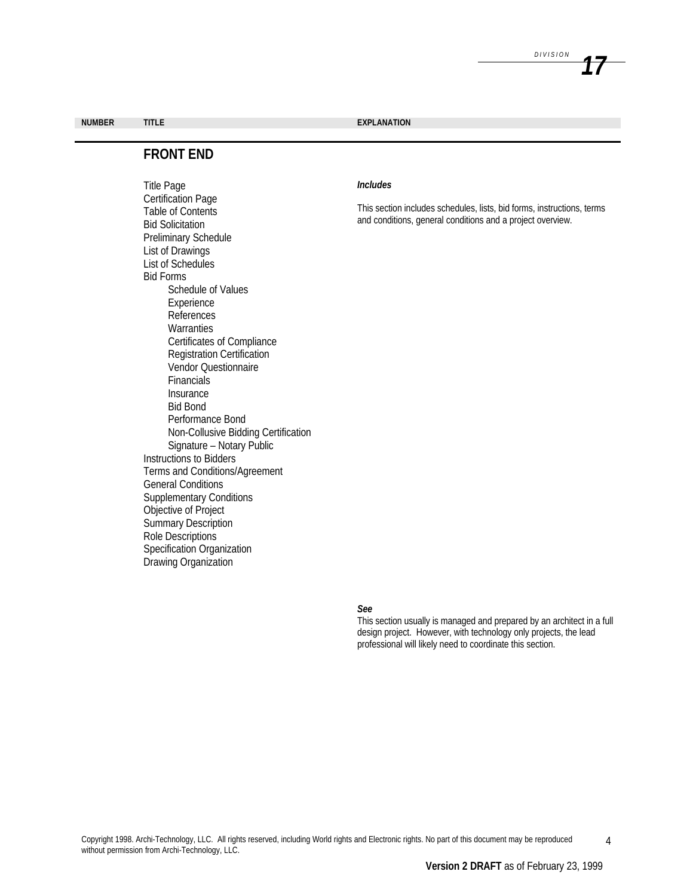DIVISION **17**

| NUMBER | TITLE | EXPLANATION |
| --- | --- | --- |

## FRONT END

- Title Page
- Certification Page
- Table of Contents
- Bid Solicitation
- Preliminary Schedule
- List of Drawings
- List of Schedules
- Bid Forms
  - Schedule of Values
  - Experience
  - References
  - Warranties
  - Certificates of Compliance
  - Registration Certification
  - Vendor Questionnaire
  - Financials
  - Insurance
  - Bid Bond
  - Performance Bond
  - Non-Collusive Bidding Certification
  - Signature – Notary Public
- Instructions to Bidders
- Terms and Conditions/Agreement
- General Conditions
- Supplementary Conditions
- Objective of Project
- Summary Description
- Role Descriptions
- Specification Organization
- Drawing Organization

***Includes***

This section includes schedules, lists, bid forms, instructions, terms and conditions, general conditions and a project overview.

***See***

This section usually is managed and prepared by an architect in a full design project. However, with technology only projects, the lead professional will likely need to coordinate this section.

Copyright 1998. Archi-Technology, LLC. All rights reserved, including World rights and Electronic rights. No part of this document may be reproduced without permission from Archi-Technology, LLC.

**Version 2 DRAFT** as of February 23, 1999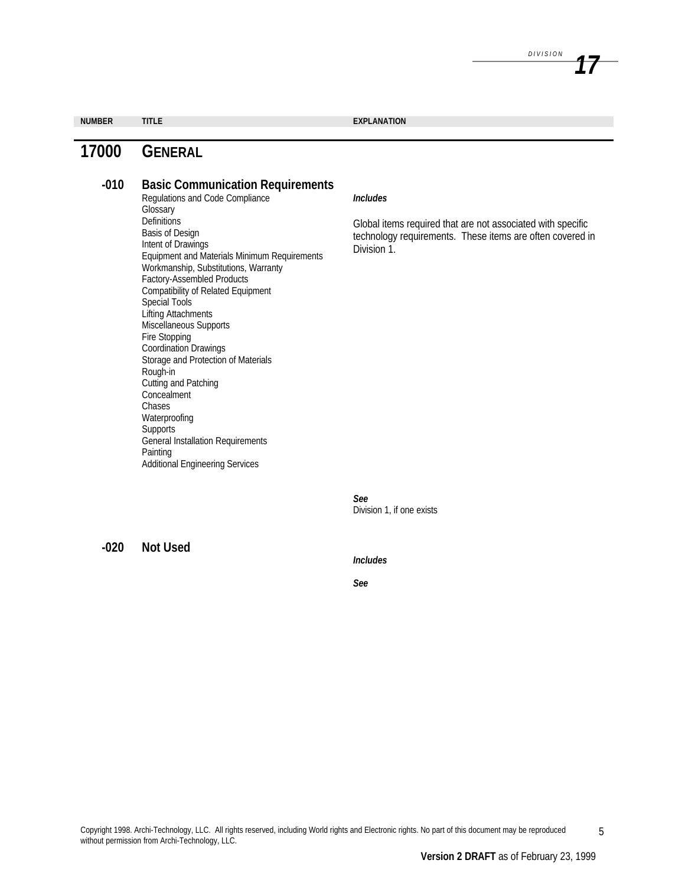| NUMBER | TITLE | EXPLANATION |
|---|---|---|

# 17000 GENERAL

## -010 Basic Communication Requirements

Regulations and Code Compliance
Glossary
Definitions
Basis of Design
Intent of Drawings
Equipment and Materials Minimum Requirements
Workmanship, Substitutions, Warranty
Factory-Assembled Products
Compatibility of Related Equipment
Special Tools
Lifting Attachments
Miscellaneous Supports
Fire Stopping
Coordination Drawings
Storage and Protection of Materials
Rough-in
Cutting and Patching
Concealment
Chases
Waterproofing
Supports
General Installation Requirements
Painting
Additional Engineering Services

***Includes***

Global items required that are not associated with specific technology requirements. These items are often covered in Division 1.

***See***
Division 1, if one exists

## -020 Not Used

***Includes***

***See***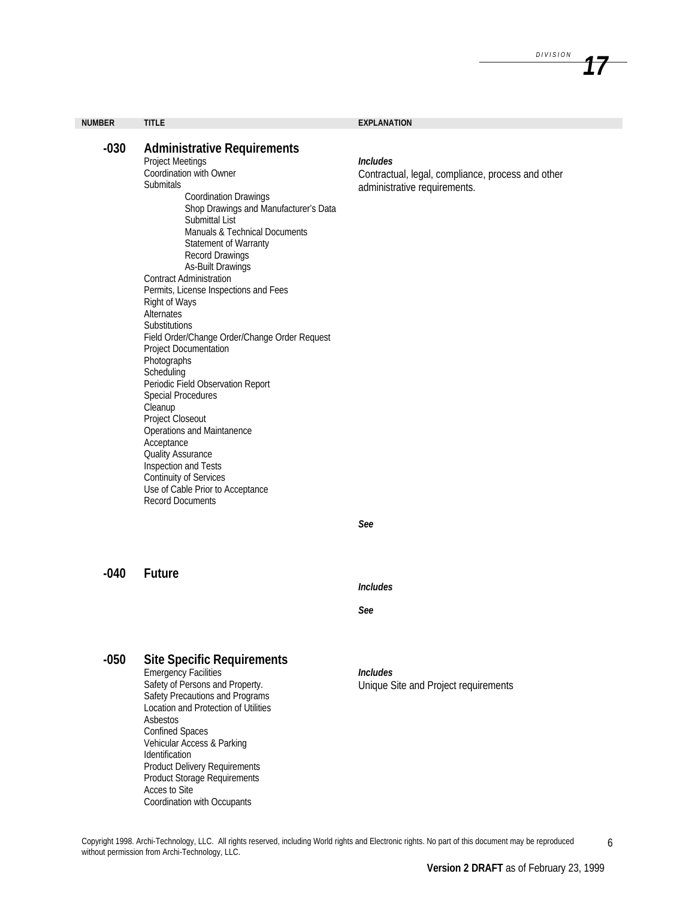DIVISION **17**

| NUMBER | TITLE | EXPLANATION |
|---|---|---|
| **-030** | **Administrative Requirements**<br>Project Meetings<br>Coordination with Owner<br>Submitals<br>Coordination Drawings<br>Shop Drawings and Manufacturer's Data<br>Submittal List<br>Manuals & Technical Documents<br>Statement of Warranty<br>Record Drawings<br>As-Built Drawings<br>Contract Administration<br>Permits, License Inspections and Fees<br>Right of Ways<br>Alternates<br>Substitutions<br>Field Order/Change Order/Change Order Request<br>Project Documentation<br>Photographs<br>Scheduling<br>Periodic Field Observation Report<br>Special Procedures<br>Cleanup<br>Project Closeout<br>Operations and Maintanence<br>Acceptance<br>Quality Assurance<br>Inspection and Tests<br>Continuity of Services<br>Use of Cable Prior to Acceptance<br>Record Documents | ***Includes***<br>Contractual, legal, compliance, process and other administrative requirements.<br><br>***See*** |
| **-040** | **Future** | ***Includes***<br><br>***See*** |
| **-050** | **Site Specific Requirements**<br>Emergency Facilities<br>Safety of Persons and Property.<br>Safety Precautions and Programs<br>Location and Protection of Utilities<br>Asbestos<br>Confined Spaces<br>Vehicular Access & Parking<br>Identification<br>Product Delivery Requirements<br>Product Storage Requirements<br>Acces to Site<br>Coordination with Occupants | ***Includes***<br>Unique Site and Project requirements |

Copyright 1998. Archi-Technology, LLC. All rights reserved, including World rights and Electronic rights. No part of this document may be reproduced without permission from Archi-Technology, LLC.

**Version 2 DRAFT** as of February 23, 1999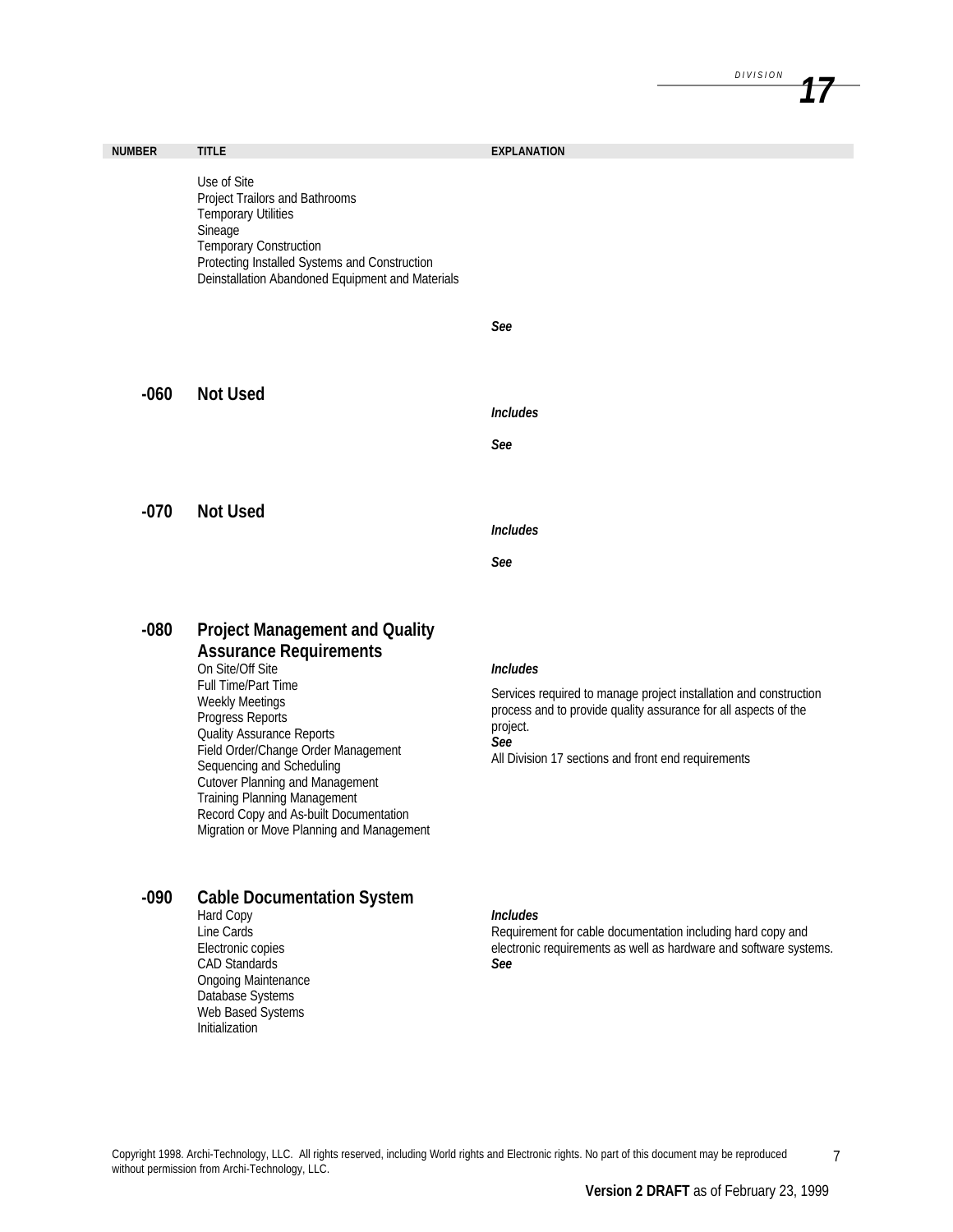| NUMBER | TITLE | EXPLANATION |
|---|---|---|
| | Use of Site<br>Project Trailors and Bathrooms<br>Temporary Utilities<br>Sineage<br>Temporary Construction<br>Protecting Installed Systems and Construction<br>Deinstallation Abandoned Equipment and Materials | |
| | | ***See*** |
| **-060** | **Not Used** | ***Includes***<br><br>***See*** |
| **-070** | **Not Used** | ***Includes***<br><br>***See*** |
| **-080** | **Project Management and Quality Assurance Requirements**<br>On Site/Off Site<br>Full Time/Part Time<br>Weekly Meetings<br>Progress Reports<br>Quality Assurance Reports<br>Field Order/Change Order Management<br>Sequencing and Scheduling<br>Cutover Planning and Management<br>Training Planning Management<br>Record Copy and As-built Documentation<br>Migration or Move Planning and Management | ***Includes***<br>Services required to manage project installation and construction process and to provide quality assurance for all aspects of the project.<br>***See***<br>All Division 17 sections and front end requirements |
| **-090** | **Cable Documentation System**<br>Hard Copy<br>Line Cards<br>Electronic copies<br>CAD Standards<br>Ongoing Maintenance<br>Database Systems<br>Web Based Systems<br>Initialization | ***Includes***<br>Requirement for cable documentation including hard copy and electronic requirements as well as hardware and software systems.<br>***See*** |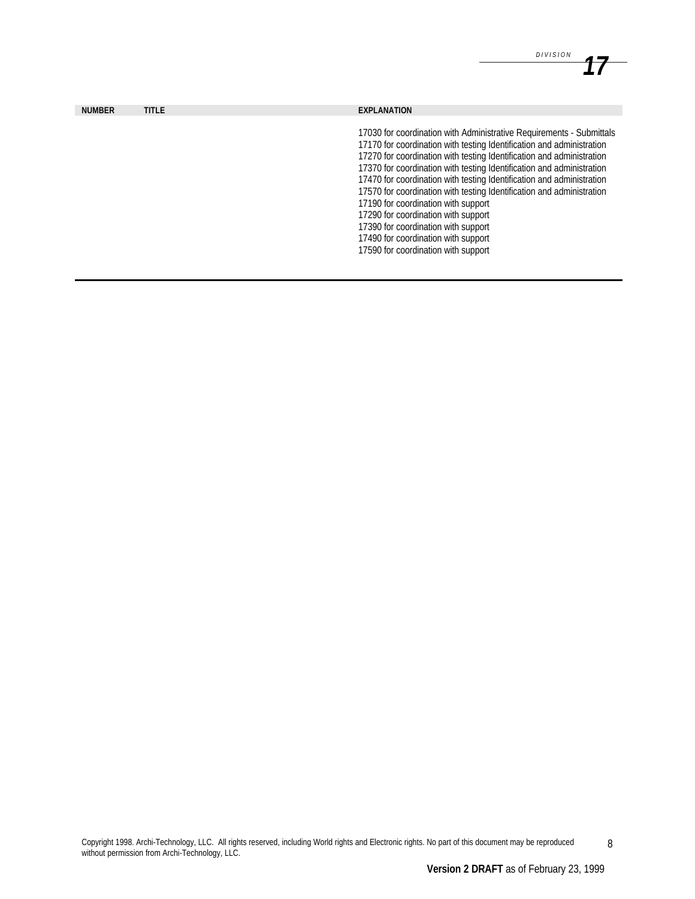| NUMBER | TITLE | EXPLANATION |
| --- | --- | --- |
| | | 17030 for coordination with Administrative Requirements - Submittals<br>17170 for coordination with testing Identification and administration<br>17270 for coordination with testing Identification and administration<br>17370 for coordination with testing Identification and administration<br>17470 for coordination with testing Identification and administration<br>17570 for coordination with testing Identification and administration<br>17190 for coordination with support<br>17290 for coordination with support<br>17390 for coordination with support<br>17490 for coordination with support<br>17590 for coordination with support |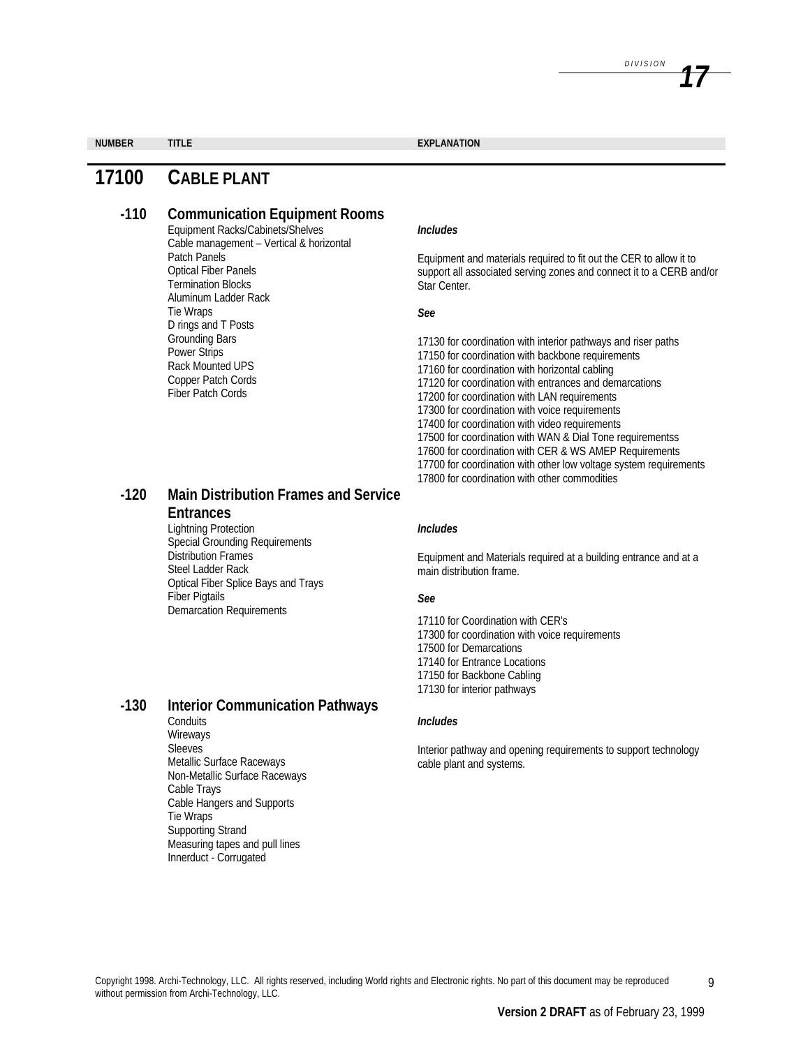| NUMBER | TITLE | EXPLANATION |
|---|---|---|

# 17100 CABLE PLANT

## -110 Communication Equipment Rooms

Equipment Racks/Cabinets/Shelves
Cable management – Vertical & horizontal
Patch Panels
Optical Fiber Panels
Termination Blocks
Aluminum Ladder Rack
Tie Wraps
D rings and T Posts
Grounding Bars
Power Strips
Rack Mounted UPS
Copper Patch Cords
Fiber Patch Cords

***Includes***

Equipment and materials required to fit out the CER to allow it to support all associated serving zones and connect it to a CERB and/or Star Center.

***See***

17130 for coordination with interior pathways and riser paths
17150 for coordination with backbone requirements
17160 for coordination with horizontal cabling
17120 for coordination with entrances and demarcations
17200 for coordination with LAN requirements
17300 for coordination with voice requirements
17400 for coordination with video requirements
17500 for coordination with WAN & Dial Tone requirementss
17600 for coordination with CER & WS AMEP Requirements
17700 for coordination with other low voltage system requirements
17800 for coordination with other commodities

## -120 Main Distribution Frames and Service Entrances

Lightning Protection
Special Grounding Requirements
Distribution Frames
Steel Ladder Rack
Optical Fiber Splice Bays and Trays
Fiber Pigtails
Demarcation Requirements

***Includes***

Equipment and Materials required at a building entrance and at a main distribution frame.

***See***

17110 for Coordination with CER's
17300 for coordination with voice requirements
17500 for Demarcations
17140 for Entrance Locations
17150 for Backbone Cabling
17130 for interior pathways

## -130 Interior Communication Pathways

Conduits
Wireways
Sleeves
Metallic Surface Raceways
Non-Metallic Surface Raceways
Cable Trays
Cable Hangers and Supports
Tie Wraps
Supporting Strand
Measuring tapes and pull lines
Innerduct - Corrugated

***Includes***

Interior pathway and opening requirements to support technology cable plant and systems.

Copyright 1998. Archi-Technology, LLC. All rights reserved, including World rights and Electronic rights. No part of this document may be reproduced without permission from Archi-Technology, LLC.

**Version 2 DRAFT** as of February 23, 1999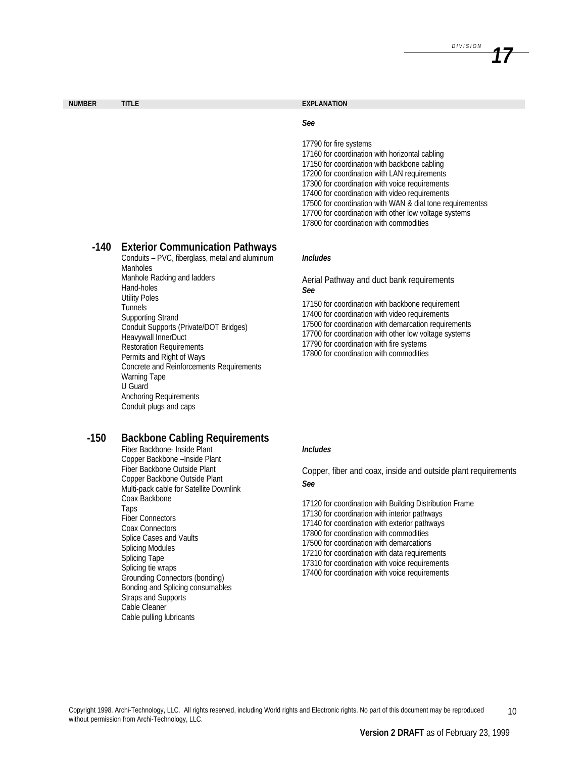| NUMBER | TITLE | EXPLANATION |
|---|---|---|
| | | ***See***<br><br>17790 for fire systems<br>17160 for coordination with horizontal cabling<br>17150 for coordination with backbone cabling<br>17200 for coordination with LAN requirements<br>17300 for coordination with voice requirements<br>17400 for coordination with video requirements<br>17500 for coordination with WAN & dial tone requirementss<br>17700 for coordination with other low voltage systems<br>17800 for coordination with commodities |
| **-140** | **Exterior Communication Pathways**<br>Conduits – PVC, fiberglass, metal and aluminum<br>Manholes<br>Manhole Racking and ladders<br>Hand-holes<br>Utility Poles<br>Tunnels<br>Supporting Strand<br>Conduit Supports (Private/DOT Bridges)<br>Heavywall InnerDuct<br>Restoration Requirements<br>Permits and Right of Ways<br>Concrete and Reinforcements Requirements<br>Warning Tape<br>U Guard<br>Anchoring Requirements<br>Conduit plugs and caps | ***Includes***<br><br>Aerial Pathway and duct bank requirements<br>***See***<br><br>17150 for coordination with backbone requirement<br>17400 for coordination with video requirements<br>17500 for coordination with demarcation requirements<br>17700 for coordination with other low voltage systems<br>17790 for coordination with fire systems<br>17800 for coordination with commodities |
| **-150** | **Backbone Cabling Requirements**<br>Fiber Backbone- Inside Plant<br>Copper Backbone –Inside Plant<br>Fiber Backbone Outside Plant<br>Copper Backbone Outside Plant<br>Multi-pack cable for Satellite Downlink<br>Coax Backbone<br>Taps<br>Fiber Connectors<br>Coax Connectors<br>Splice Cases and Vaults<br>Splicing Modules<br>Splicing Tape<br>Splicing tie wraps<br>Grounding Connectors (bonding)<br>Bonding and Splicing consumables<br>Straps and Supports<br>Cable Cleaner<br>Cable pulling lubricants | ***Includes***<br><br>Copper, fiber and coax, inside and outside plant requirements<br>***See***<br><br>17120 for coordination with Building Distribution Frame<br>17130 for coordination with interior pathways<br>17140 for coordination with exterior pathways<br>17800 for coordination with commodities<br>17500 for coordination with demarcations<br>17210 for coordination with data requirements<br>17310 for coordination with voice requirements<br>17400 for coordination with voice requirements |

Copyright 1998. Archi-Technology, LLC. All rights reserved, including World rights and Electronic rights. No part of this document may be reproduced without permission from Archi-Technology, LLC.

**Version 2 DRAFT** as of February 23, 1999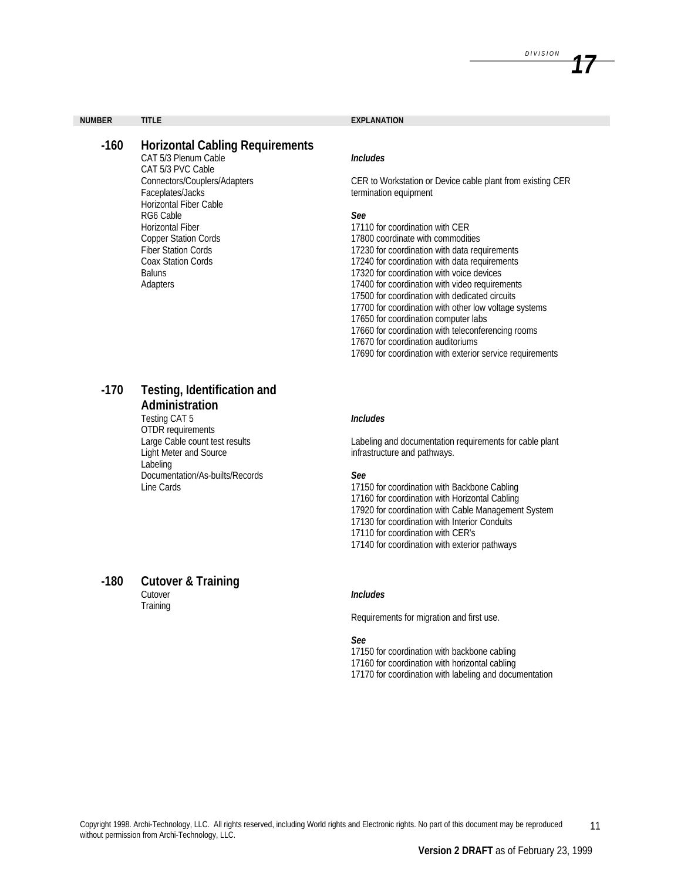| NUMBER | TITLE | EXPLANATION |
|---|---|---|
| **-160** | **Horizontal Cabling Requirements**<br>CAT 5/3 Plenum Cable<br>CAT 5/3 PVC Cable<br>Connectors/Couplers/Adapters<br>Faceplates/Jacks<br>Horizontal Fiber Cable<br>RG6 Cable<br>Horizontal Fiber<br>Copper Station Cords<br>Fiber Station Cords<br>Coax Station Cords<br>Baluns<br>Adapters | ***Includes***<br><br>CER to Workstation or Device cable plant from existing CER termination equipment<br><br>***See***<br>17110 for coordination with CER<br>17800 coordinate with commodities<br>17230 for coordination with data requirements<br>17240 for coordination with data requirements<br>17320 for coordination with voice devices<br>17400 for coordination with video requirements<br>17500 for coordination with dedicated circuits<br>17700 for coordination with other low voltage systems<br>17650 for coordination computer labs<br>17660 for coordination with teleconferencing rooms<br>17670 for coordination auditoriums<br>17690 for coordination with exterior service requirements |
| **-170** | **Testing, Identification and Administration**<br>Testing CAT 5<br>OTDR requirements<br>Large Cable count test results<br>Light Meter and Source<br>Labeling<br>Documentation/As-builts/Records<br>Line Cards | ***Includes***<br><br>Labeling and documentation requirements for cable plant infrastructure and pathways.<br><br>***See***<br>17150 for coordination with Backbone Cabling<br>17160 for coordination with Horizontal Cabling<br>17920 for coordination with Cable Management System<br>17130 for coordination with Interior Conduits<br>17110 for coordination with CER's<br>17140 for coordination with exterior pathways |
| **-180** | **Cutover & Training**<br>Cutover<br>Training | ***Includes***<br><br>Requirements for migration and first use.<br><br>***See***<br>17150 for coordination with backbone cabling<br>17160 for coordination with horizontal cabling<br>17170 for coordination with labeling and documentation |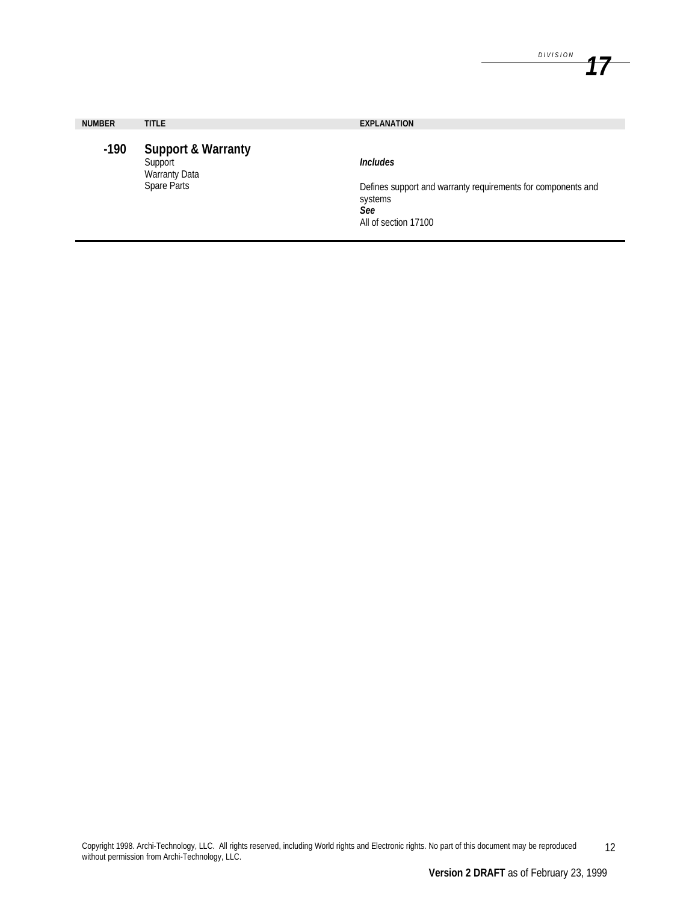| NUMBER | TITLE | EXPLANATION |
|---|---|---|
| **-190** | **Support & Warranty**<br>Support<br>Warranty Data<br>Spare Parts | ***Includes***<br><br>Defines support and warranty requirements for components and systems<br>***See***<br>All of section 17100 |

Copyright 1998. Archi-Technology, LLC. All rights reserved, including World rights and Electronic rights. No part of this document may be reproduced without permission from Archi-Technology, LLC.

**Version 2 DRAFT** as of February 23, 1999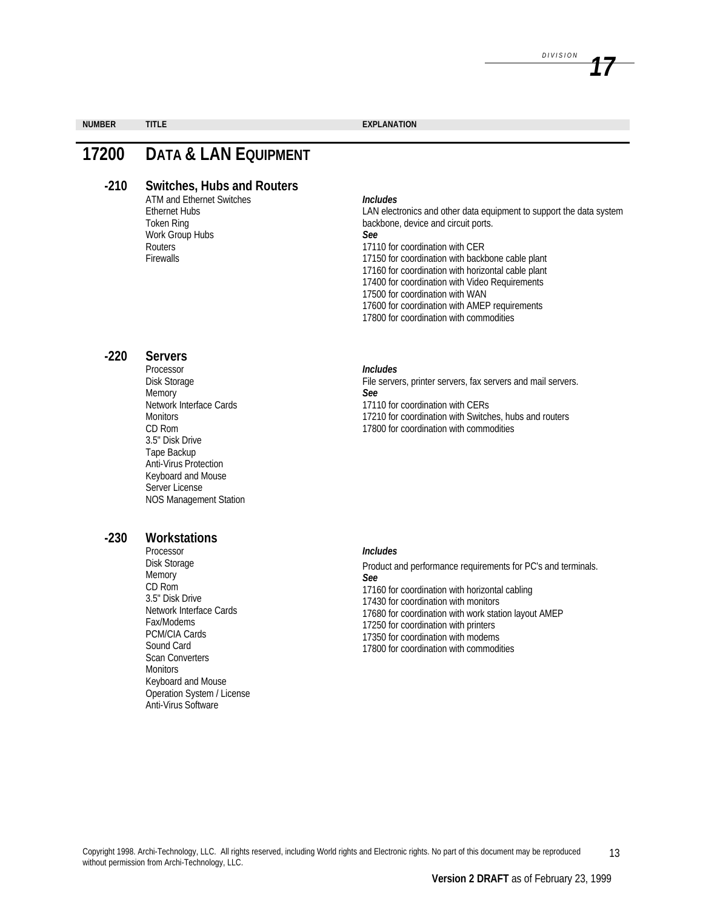| NUMBER | TITLE | EXPLANATION |
|---|---|---|

# 17200 DATA & LAN EQUIPMENT

## -210 Switches, Hubs and Routers

ATM and Ethernet Switches
Ethernet Hubs
Token Ring
Work Group Hubs
Routers
Firewalls

***Includes***
LAN electronics and other data equipment to support the data system backbone, device and circuit ports.
***See***
17110 for coordination with CER
17150 for coordination with backbone cable plant
17160 for coordination with horizontal cable plant
17400 for coordination with Video Requirements
17500 for coordination with WAN
17600 for coordination with AMEP requirements
17800 for coordination with commodities

## -220 Servers

Processor
Disk Storage
Memory
Network Interface Cards
Monitors
CD Rom
3.5" Disk Drive
Tape Backup
Anti-Virus Protection
Keyboard and Mouse
Server License
NOS Management Station

***Includes***
File servers, printer servers, fax servers and mail servers.
***See***
17110 for coordination with CERs
17210 for coordination with Switches, hubs and routers
17800 for coordination with commodities

## -230 Workstations

Processor
Disk Storage
Memory
CD Rom
3.5" Disk Drive
Network Interface Cards
Fax/Modems
PCM/CIA Cards
Sound Card
Scan Converters
Monitors
Keyboard and Mouse
Operation System / License
Anti-Virus Software

***Includes***
Product and performance requirements for PC's and terminals.
***See***
17160 for coordination with horizontal cabling
17430 for coordination with monitors
17680 for coordination with work station layout AMEP
17250 for coordination with printers
17350 for coordination with modems
17800 for coordination with commodities

Copyright 1998. Archi-Technology, LLC. All rights reserved, including World rights and Electronic rights. No part of this document may be reproduced without permission from Archi-Technology, LLC.

**Version 2 DRAFT** as of February 23, 1999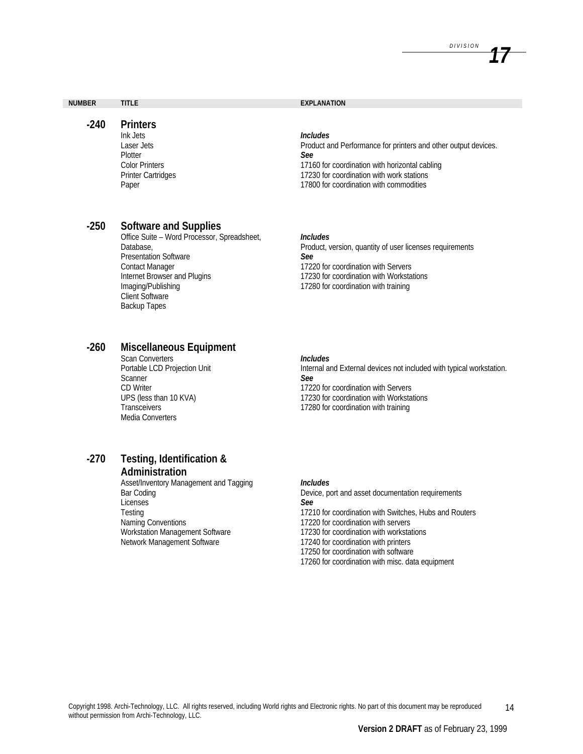| NUMBER | TITLE | EXPLANATION |
|---|---|---|
| **-240** | **Printers**<br>Ink Jets<br>Laser Jets<br>Plotter<br>Color Printers<br>Printer Cartridges<br>Paper | ***Includes***<br>Product and Performance for printers and other output devices.<br>***See***<br>17160 for coordination with horizontal cabling<br>17230 for coordination with work stations<br>17800 for coordination with commodities |
| **-250** | **Software and Supplies**<br>Office Suite – Word Processor, Spreadsheet, Database,<br>Presentation Software<br>Contact Manager<br>Internet Browser and Plugins<br>Imaging/Publishing<br>Client Software<br>Backup Tapes | ***Includes***<br>Product, version, quantity of user licenses requirements<br>***See***<br>17220 for coordination with Servers<br>17230 for coordination with Workstations<br>17280 for coordination with training |
| **-260** | **Miscellaneous Equipment**<br>Scan Converters<br>Portable LCD Projection Unit<br>Scanner<br>CD Writer<br>UPS (less than 10 KVA)<br>Transceivers<br>Media Converters | ***Includes***<br>Internal and External devices not included with typical workstation.<br>***See***<br>17220 for coordination with Servers<br>17230 for coordination with Workstations<br>17280 for coordination with training |
| **-270** | **Testing, Identification & Administration**<br>Asset/Inventory Management and Tagging<br>Bar Coding<br>Licenses<br>Testing<br>Naming Conventions<br>Workstation Management Software<br>Network Management Software | ***Includes***<br>Device, port and asset documentation requirements<br>***See***<br>17210 for coordination with Switches, Hubs and Routers<br>17220 for coordination with servers<br>17230 for coordination with workstations<br>17240 for coordination with printers<br>17250 for coordination with software<br>17260 for coordination with misc. data equipment |

Copyright 1998. Archi-Technology, LLC. All rights reserved, including World rights and Electronic rights. No part of this document may be reproduced without permission from Archi-Technology, LLC.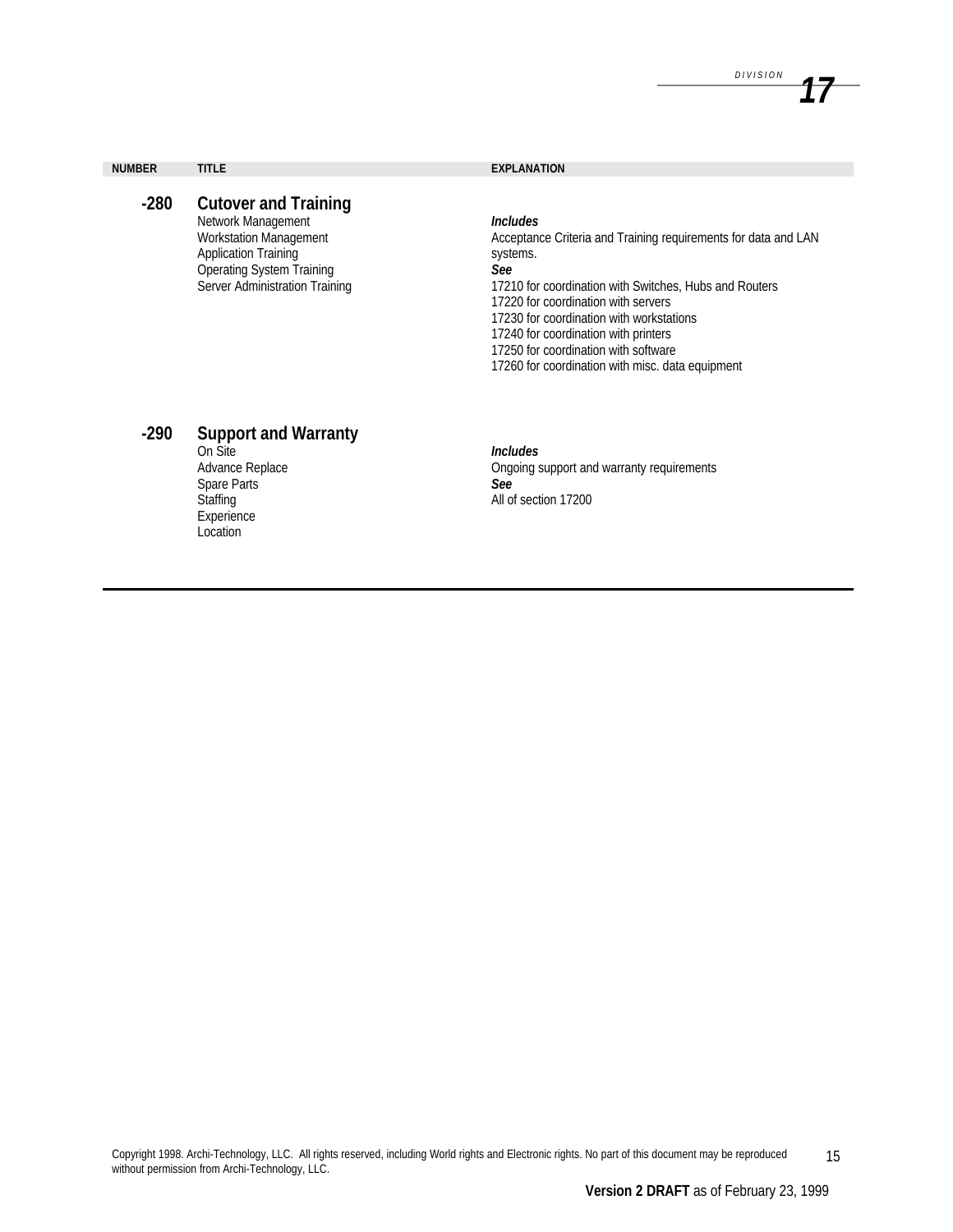| NUMBER | TITLE | EXPLANATION |
|---|---|---|
| **-280** | **Cutover and Training**<br>Network Management<br>Workstation Management<br>Application Training<br>Operating System Training<br>Server Administration Training | ***Includes***<br>Acceptance Criteria and Training requirements for data and LAN systems.<br>***See***<br>17210 for coordination with Switches, Hubs and Routers<br>17220 for coordination with servers<br>17230 for coordination with workstations<br>17240 for coordination with printers<br>17250 for coordination with software<br>17260 for coordination with misc. data equipment |
| **-290** | **Support and Warranty**<br>On Site<br>Advance Replace<br>Spare Parts<br>Staffing<br>Experience<br>Location | ***Includes***<br>Ongoing support and warranty requirements<br>***See***<br>All of section 17200 |

Copyright 1998. Archi-Technology, LLC. All rights reserved, including World rights and Electronic rights. No part of this document may be reproduced without permission from Archi-Technology, LLC.

**Version 2 DRAFT** as of February 23, 1999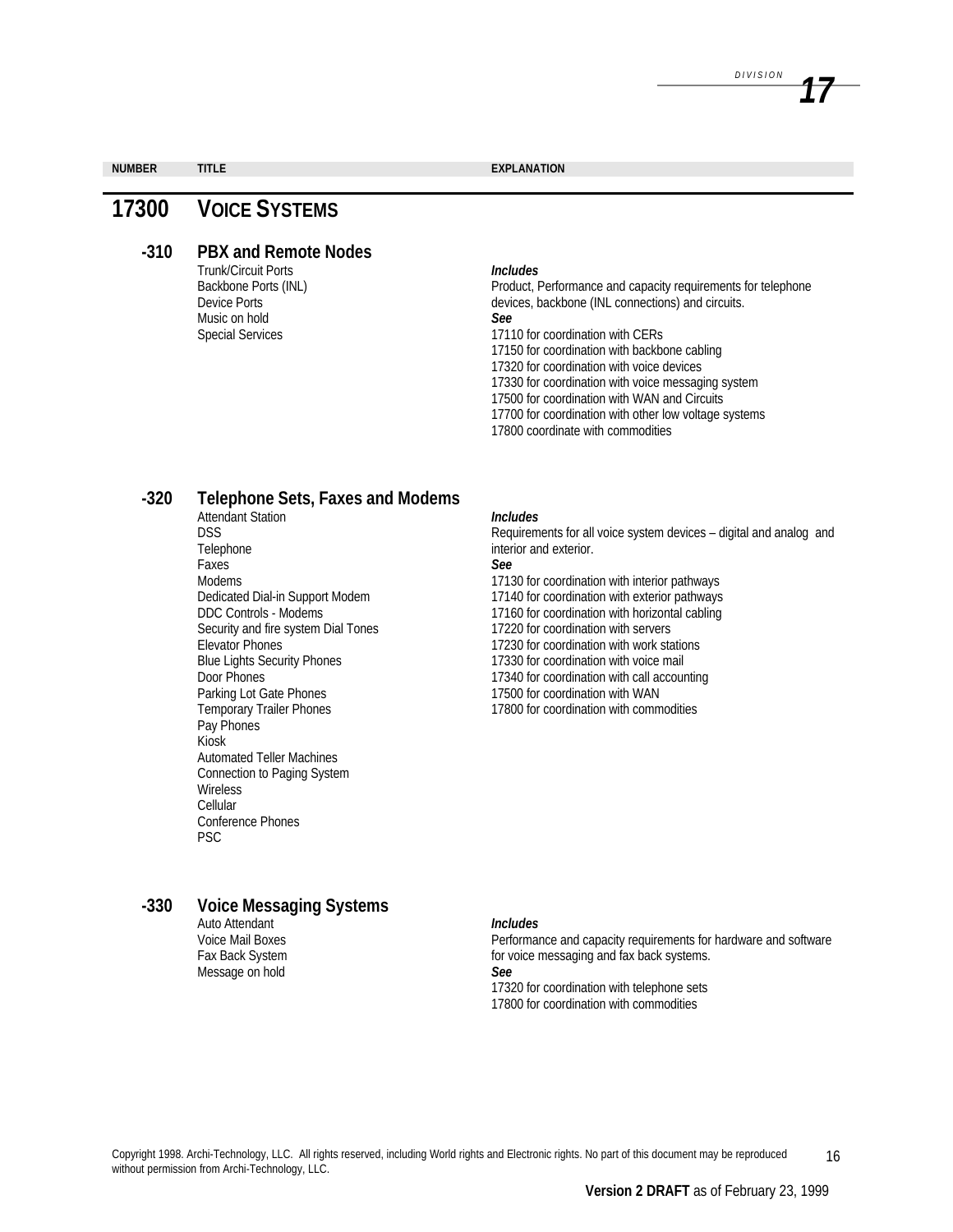| NUMBER | TITLE | EXPLANATION |
|---|---|---|

# 17300 VOICE SYSTEMS

## -310 PBX and Remote Nodes

Trunk/Circuit Ports
Backbone Ports (INL)
Device Ports
Music on hold
Special Services

***Includes***
Product, Performance and capacity requirements for telephone devices, backbone (INL connections) and circuits.
***See***
17110 for coordination with CERs
17150 for coordination with backbone cabling
17320 for coordination with voice devices
17330 for coordination with voice messaging system
17500 for coordination with WAN and Circuits
17700 for coordination with other low voltage systems
17800 coordinate with commodities

## -320 Telephone Sets, Faxes and Modems

Attendant Station
DSS
Telephone
Faxes
Modems
Dedicated Dial-in Support Modem
DDC Controls - Modems
Security and fire system Dial Tones
Elevator Phones
Blue Lights Security Phones
Door Phones
Parking Lot Gate Phones
Temporary Trailer Phones
Pay Phones
Kiosk
Automated Teller Machines
Connection to Paging System
Wireless
Cellular
Conference Phones
PSC

***Includes***
Requirements for all voice system devices – digital and analog and interior and exterior.
***See***
17130 for coordination with interior pathways
17140 for coordination with exterior pathways
17160 for coordination with horizontal cabling
17220 for coordination with servers
17230 for coordination with work stations
17330 for coordination with voice mail
17340 for coordination with call accounting
17500 for coordination with WAN
17800 for coordination with commodities

## -330 Voice Messaging Systems

Auto Attendant
Voice Mail Boxes
Fax Back System
Message on hold

***Includes***
Performance and capacity requirements for hardware and software for voice messaging and fax back systems.
***See***
17320 for coordination with telephone sets
17800 for coordination with commodities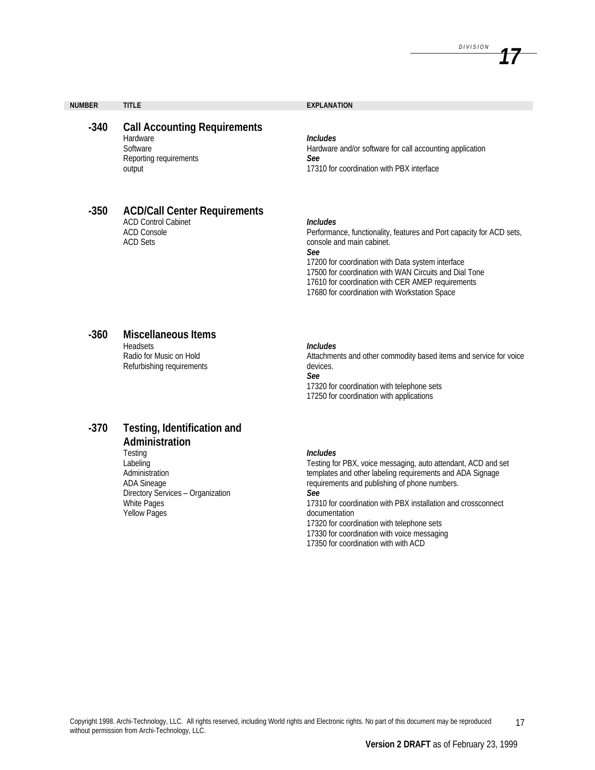| NUMBER | TITLE | EXPLANATION |
|---|---|---|
| **-340** | **Call Accounting Requirements**<br>Hardware<br>Software<br>Reporting requirements<br>output | ***Includes***<br>Hardware and/or software for call accounting application<br>***See***<br>17310 for coordination with PBX interface |
| **-350** | **ACD/Call Center Requirements**<br>ACD Control Cabinet<br>ACD Console<br>ACD Sets | ***Includes***<br>Performance, functionality, features and Port capacity for ACD sets, console and main cabinet.<br>***See***<br>17200 for coordination with Data system interface<br>17500 for coordination with WAN Circuits and Dial Tone<br>17610 for coordination with CER AMEP requirements<br>17680 for coordination with Workstation Space |
| **-360** | **Miscellaneous Items**<br>Headsets<br>Radio for Music on Hold<br>Refurbishing requirements | ***Includes***<br>Attachments and other commodity based items and service for voice devices.<br>***See***<br>17320 for coordination with telephone sets<br>17250 for coordination with applications |
| **-370** | **Testing, Identification and Administration**<br>Testing<br>Labeling<br>Administration<br>ADA Sineage<br>Directory Services – Organization<br>White Pages<br>Yellow Pages | ***Includes***<br>Testing for PBX, voice messaging, auto attendant, ACD and set templates and other labeling requirements and ADA Signage requirements and publishing of phone numbers.<br>***See***<br>17310 for coordination with PBX installation and crossconnect documentation<br>17320 for coordination with telephone sets<br>17330 for coordination with voice messaging<br>17350 for coordination with with ACD |

Copyright 1998. Archi-Technology, LLC. All rights reserved, including World rights and Electronic rights. No part of this document may be reproduced without permission from Archi-Technology, LLC.

**Version 2 DRAFT** as of February 23, 1999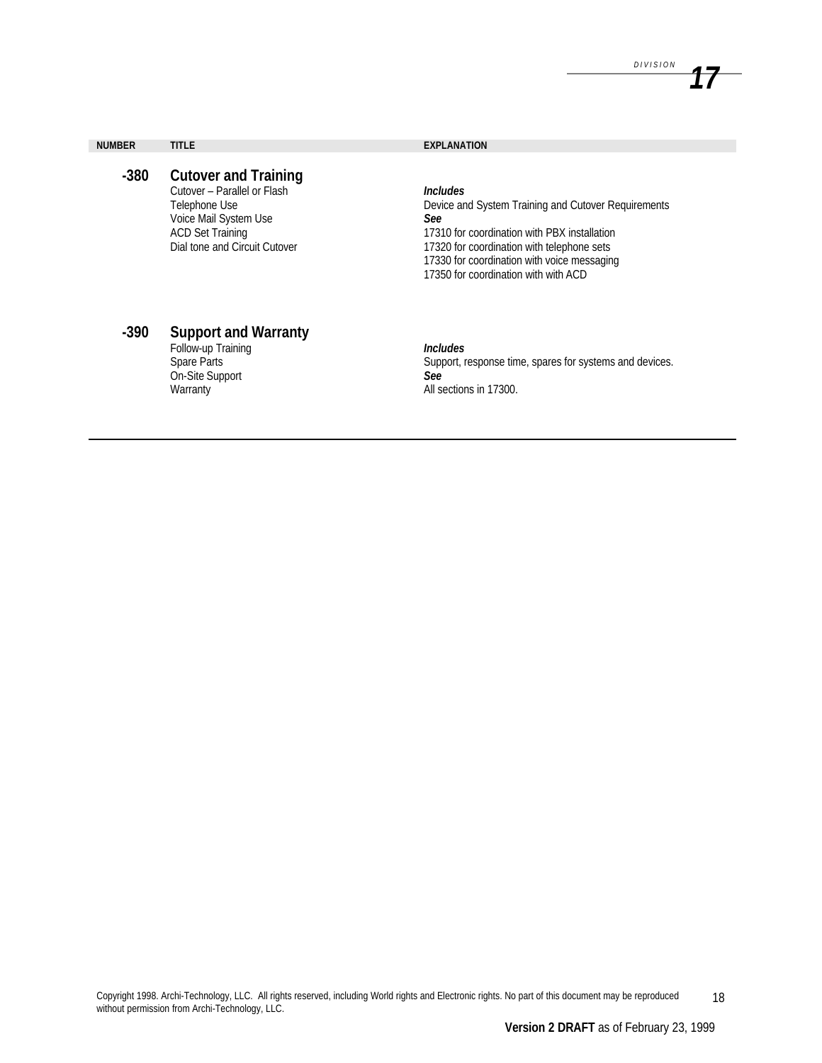| NUMBER | TITLE | EXPLANATION |
| --- | --- | --- |
| **-380** | **Cutover and Training**<br>Cutover – Parallel or Flash<br>Telephone Use<br>Voice Mail System Use<br>ACD Set Training<br>Dial tone and Circuit Cutover | ***Includes***<br>Device and System Training and Cutover Requirements<br>***See***<br>17310 for coordination with PBX installation<br>17320 for coordination with telephone sets<br>17330 for coordination with voice messaging<br>17350 for coordination with with ACD |
| **-390** | **Support and Warranty**<br>Follow-up Training<br>Spare Parts<br>On-Site Support<br>Warranty | ***Includes***<br>Support, response time, spares for systems and devices.<br>***See***<br>All sections in 17300. |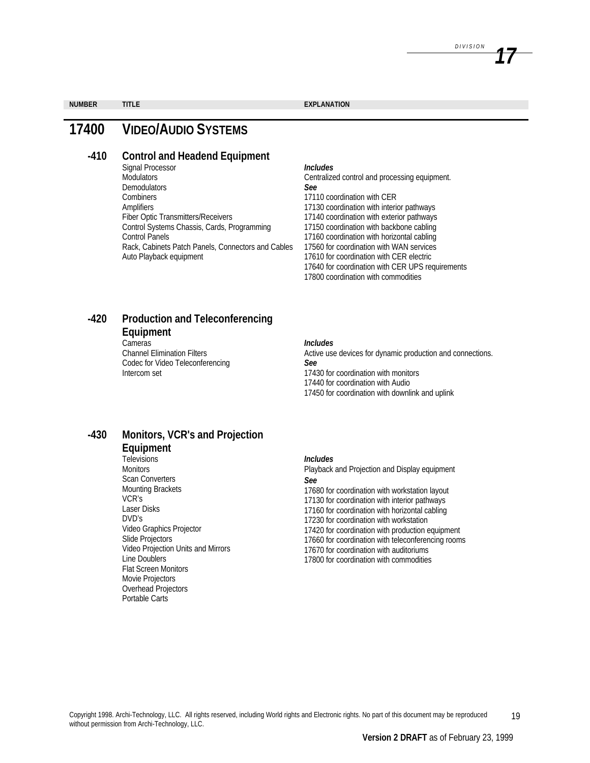| NUMBER | TITLE | EXPLANATION |
|---|---|---|

# 17400 VIDEO/AUDIO SYSTEMS

## -410 Control and Headend Equipment

| | | |
|---|---|---|
| | Signal Processor<br>Modulators<br>Demodulators<br>Combiners<br>Amplifiers<br>Fiber Optic Transmitters/Receivers<br>Control Systems Chassis, Cards, Programming<br>Control Panels<br>Rack, Cabinets Patch Panels, Connectors and Cables<br>Auto Playback equipment | ***Includes***<br>Centralized control and processing equipment.<br>***See***<br>17110 coordination with CER<br>17130 coordination with interior pathways<br>17140 coordination with exterior pathways<br>17150 coordination with backbone cabling<br>17160 coordination with horizontal cabling<br>17560 for coordination with WAN services<br>17610 for coordination with CER electric<br>17640 for coordination with CER UPS requirements<br>17800 coordination with commodities |

## -420 Production and Teleconferencing Equipment

| | | |
|---|---|---|
| | Cameras<br>Channel Elimination Filters<br>Codec for Video Teleconferencing<br>Intercom set | ***Includes***<br>Active use devices for dynamic production and connections.<br>***See***<br>17430 for coordination with monitors<br>17440 for coordination with Audio<br>17450 for coordination with downlink and uplink |

## -430 Monitors, VCR's and Projection Equipment

| | | |
|---|---|---|
| | Televisions<br>Monitors<br>Scan Converters<br>Mounting Brackets<br>VCR's<br>Laser Disks<br>DVD's<br>Video Graphics Projector<br>Slide Projectors<br>Video Projection Units and Mirrors<br>Line Doublers<br>Flat Screen Monitors<br>Movie Projectors<br>Overhead Projectors<br>Portable Carts | ***Includes***<br>Playback and Projection and Display equipment<br>***See***<br>17680 for coordination with workstation layout<br>17130 for coordination with interior pathways<br>17160 for coordination with horizontal cabling<br>17230 for coordination with workstation<br>17420 for coordination with production equipment<br>17660 for coordination with teleconferencing rooms<br>17670 for coordination with auditoriums<br>17800 for coordination with commodities |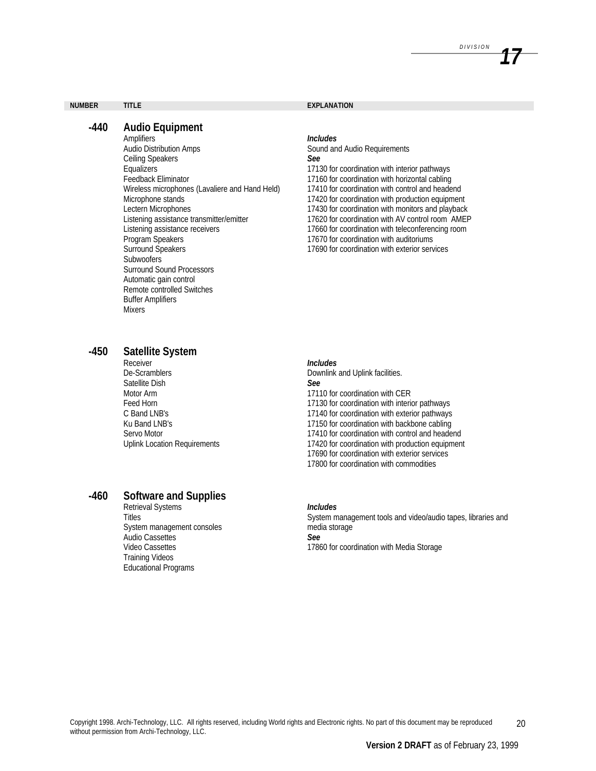| NUMBER | TITLE | EXPLANATION |
|---|---|---|

## -440 Audio Equipment

Amplifiers
Audio Distribution Amps
Ceiling Speakers
Equalizers
Feedback Eliminator
Wireless microphones (Lavaliere and Hand Held)
Microphone stands
Lectern Microphones
Listening assistance transmitter/emitter
Listening assistance receivers
Program Speakers
Surround Speakers
Subwoofers
Surround Sound Processors
Automatic gain control
Remote controlled Switches
Buffer Amplifiers
Mixers

***Includes***
Sound and Audio Requirements
***See***
17130 for coordination with interior pathways
17160 for coordination with horizontal cabling
17410 for coordination with control and headend
17420 for coordination with production equipment
17430 for coordination with monitors and playback
17620 for coordination with AV control room AMEP
17660 for coordination with teleconferencing room
17670 for coordination with auditoriums
17690 for coordination with exterior services

## -450 Satellite System

Receiver
De-Scramblers
Satellite Dish
Motor Arm
Feed Horn
C Band LNB's
Ku Band LNB's
Servo Motor
Uplink Location Requirements

***Includes***
Downlink and Uplink facilities.
***See***
17110 for coordination with CER
17130 for coordination with interior pathways
17140 for coordination with exterior pathways
17150 for coordination with backbone cabling
17410 for coordination with control and headend
17420 for coordination with production equipment
17690 for coordination with exterior services
17800 for coordination with commodities

## -460 Software and Supplies

Retrieval Systems
Titles
System management consoles
Audio Cassettes
Video Cassettes
Training Videos
Educational Programs

***Includes***
System management tools and video/audio tapes, libraries and media storage
***See***
17860 for coordination with Media Storage

Copyright 1998. Archi-Technology, LLC. All rights reserved, including World rights and Electronic rights. No part of this document may be reproduced without permission from Archi-Technology, LLC.

**Version 2 DRAFT** as of February 23, 1999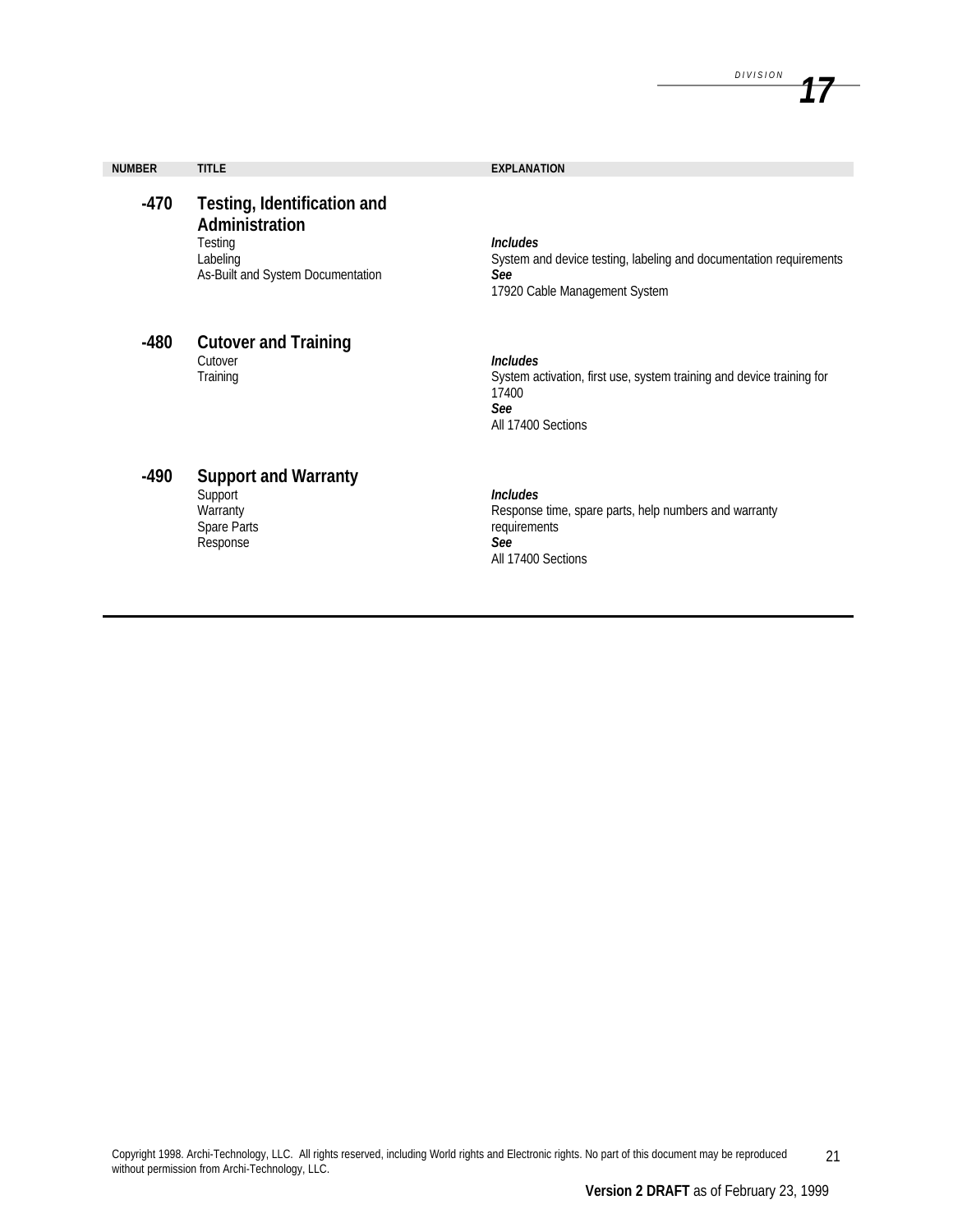| NUMBER | TITLE | EXPLANATION |
| --- | --- | --- |
| **-470** | **Testing, Identification and Administration**<br>Testing<br>Labeling<br>As-Built and System Documentation | ***Includes***<br>System and device testing, labeling and documentation requirements<br>***See***<br>17920 Cable Management System |
| **-480** | **Cutover and Training**<br>Cutover<br>Training | ***Includes***<br>System activation, first use, system training and device training for 17400<br>***See***<br>All 17400 Sections |
| **-490** | **Support and Warranty**<br>Support<br>Warranty<br>Spare Parts<br>Response | ***Includes***<br>Response time, spare parts, help numbers and warranty requirements<br>***See***<br>All 17400 Sections |

Copyright 1998. Archi-Technology, LLC. All rights reserved, including World rights and Electronic rights. No part of this document may be reproduced without permission from Archi-Technology, LLC.

**Version 2 DRAFT** as of February 23, 1999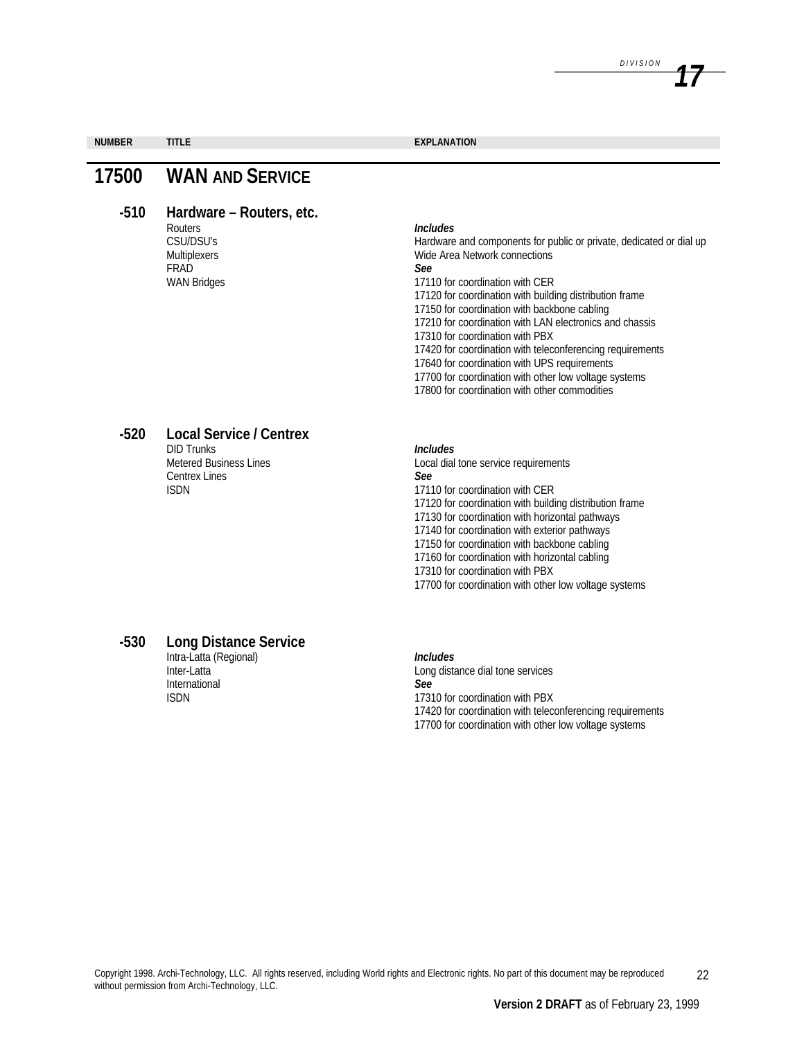| NUMBER | TITLE | EXPLANATION |
|---|---|---|

# 17500 WAN AND SERVICE

## -510 Hardware – Routers, etc.

| | | |
|---|---|---|
| | Routers<br>CSU/DSU's<br>Multiplexers<br>FRAD<br>WAN Bridges | ***Includes***<br>Hardware and components for public or private, dedicated or dial up Wide Area Network connections<br>***See***<br>17110 for coordination with CER<br>17120 for coordination with building distribution frame<br>17150 for coordination with backbone cabling<br>17210 for coordination with LAN electronics and chassis<br>17310 for coordination with PBX<br>17420 for coordination with teleconferencing requirements<br>17640 for coordination with UPS requirements<br>17700 for coordination with other low voltage systems<br>17800 for coordination with other commodities |

## -520 Local Service / Centrex

| | | |
|---|---|---|
| | DID Trunks<br>Metered Business Lines<br>Centrex Lines<br>ISDN | ***Includes***<br>Local dial tone service requirements<br>***See***<br>17110 for coordination with CER<br>17120 for coordination with building distribution frame<br>17130 for coordination with horizontal pathways<br>17140 for coordination with exterior pathways<br>17150 for coordination with backbone cabling<br>17160 for coordination with horizontal cabling<br>17310 for coordination with PBX<br>17700 for coordination with other low voltage systems |

## -530 Long Distance Service

| | | |
|---|---|---|
| | Intra-Latta (Regional)<br>Inter-Latta<br>International<br>ISDN | ***Includes***<br>Long distance dial tone services<br>***See***<br>17310 for coordination with PBX<br>17420 for coordination with teleconferencing requirements<br>17700 for coordination with other low voltage systems |

Copyright 1998. Archi-Technology, LLC. All rights reserved, including World rights and Electronic rights. No part of this document may be reproduced without permission from Archi-Technology, LLC.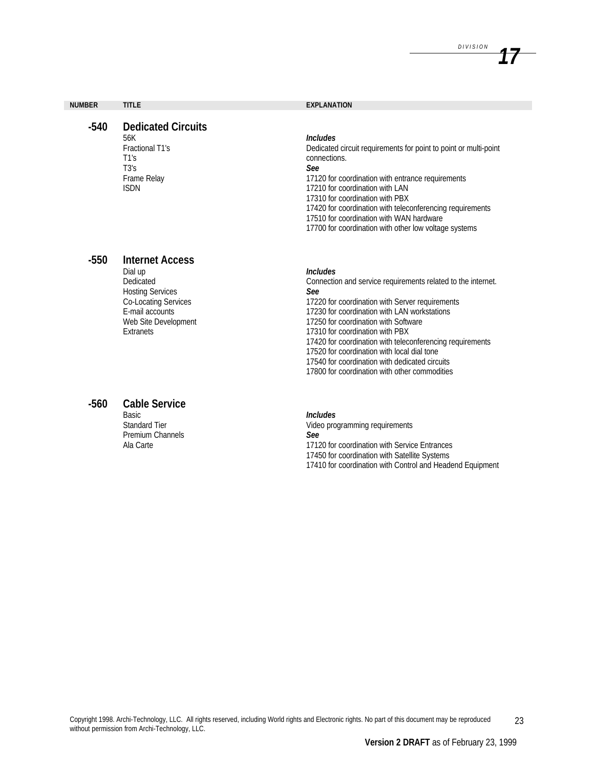| NUMBER | TITLE | EXPLANATION |
| --- | --- | --- |
| **-540** | **Dedicated Circuits**<br>56K<br>Fractional T1's<br>T1's<br>T3's<br>Frame Relay<br>ISDN | ***Includes***<br>Dedicated circuit requirements for point to point or multi-point connections.<br>***See***<br>17120 for coordination with entrance requirements<br>17210 for coordination with LAN<br>17310 for coordination with PBX<br>17420 for coordination with teleconferencing requirements<br>17510 for coordination with WAN hardware<br>17700 for coordination with other low voltage systems |
| **-550** | **Internet Access**<br>Dial up<br>Dedicated<br>Hosting Services<br>Co-Locating Services<br>E-mail accounts<br>Web Site Development<br>Extranets | ***Includes***<br>Connection and service requirements related to the internet.<br>***See***<br>17220 for coordination with Server requirements<br>17230 for coordination with LAN workstations<br>17250 for coordination with Software<br>17310 for coordination with PBX<br>17420 for coordination with teleconferencing requirements<br>17520 for coordination with local dial tone<br>17540 for coordination with dedicated circuits<br>17800 for coordination with other commodities |
| **-560** | **Cable Service**<br>Basic<br>Standard Tier<br>Premium Channels<br>Ala Carte | ***Includes***<br>Video programming requirements<br>***See***<br>17120 for coordination with Service Entrances<br>17450 for coordination with Satellite Systems<br>17410 for coordination with Control and Headend Equipment |

Copyright 1998. Archi-Technology, LLC. All rights reserved, including World rights and Electronic rights. No part of this document may be reproduced without permission from Archi-Technology, LLC.

**Version 2 DRAFT** as of February 23, 1999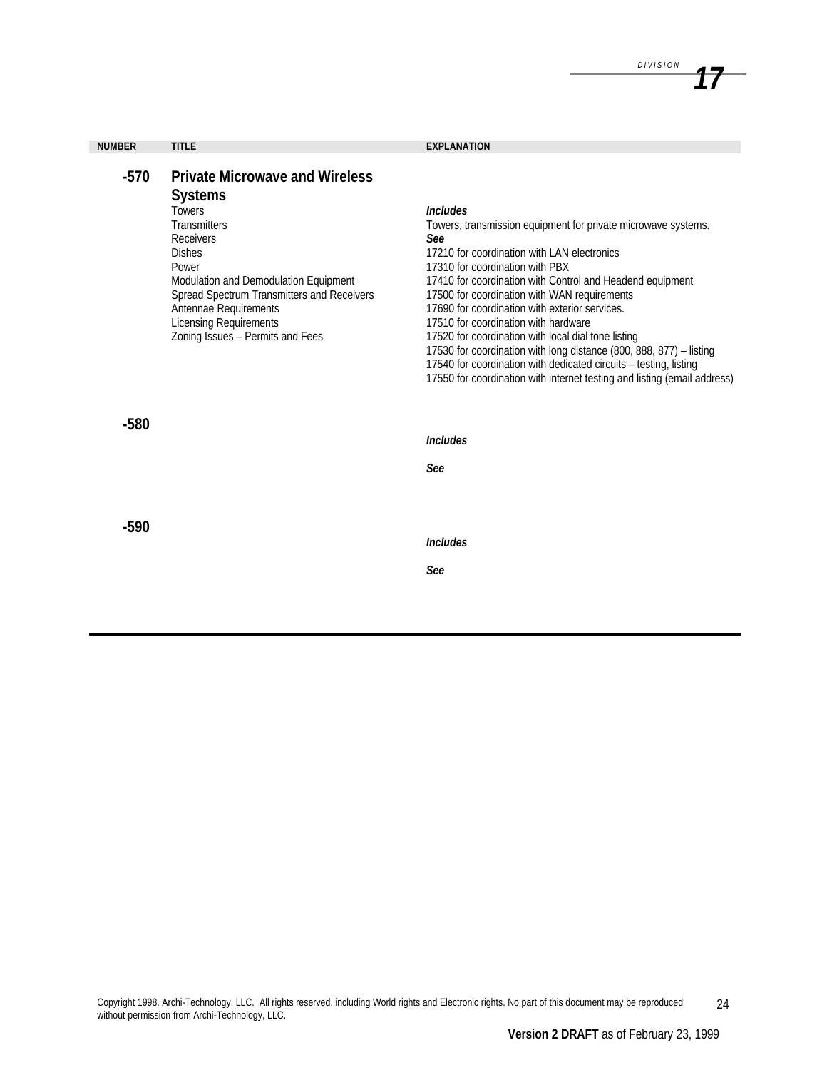| NUMBER | TITLE | EXPLANATION |
|---|---|---|
| **-570** | **Private Microwave and Wireless Systems**<br>Towers<br>Transmitters<br>Receivers<br>Dishes<br>Power<br>Modulation and Demodulation Equipment<br>Spread Spectrum Transmitters and Receivers<br>Antennae Requirements<br>Licensing Requirements<br>Zoning Issues – Permits and Fees | ***Includes***<br>Towers, transmission equipment for private microwave systems.<br>***See***<br>17210 for coordination with LAN electronics<br>17310 for coordination with PBX<br>17410 for coordination with Control and Headend equipment<br>17500 for coordination with WAN requirements<br>17690 for coordination with exterior services.<br>17510 for coordination with hardware<br>17520 for coordination with local dial tone listing<br>17530 for coordination with long distance (800, 888, 877) – listing<br>17540 for coordination with dedicated circuits – testing, listing<br>17550 for coordination with internet testing and listing (email address) |
| **-580** | | ***Includes***<br><br>***See*** |
| **-590** | | ***Includes***<br><br>***See*** |

Copyright 1998. Archi-Technology, LLC. All rights reserved, including World rights and Electronic rights. No part of this document may be reproduced without permission from Archi-Technology, LLC.

**Version 2 DRAFT** as of February 23, 1999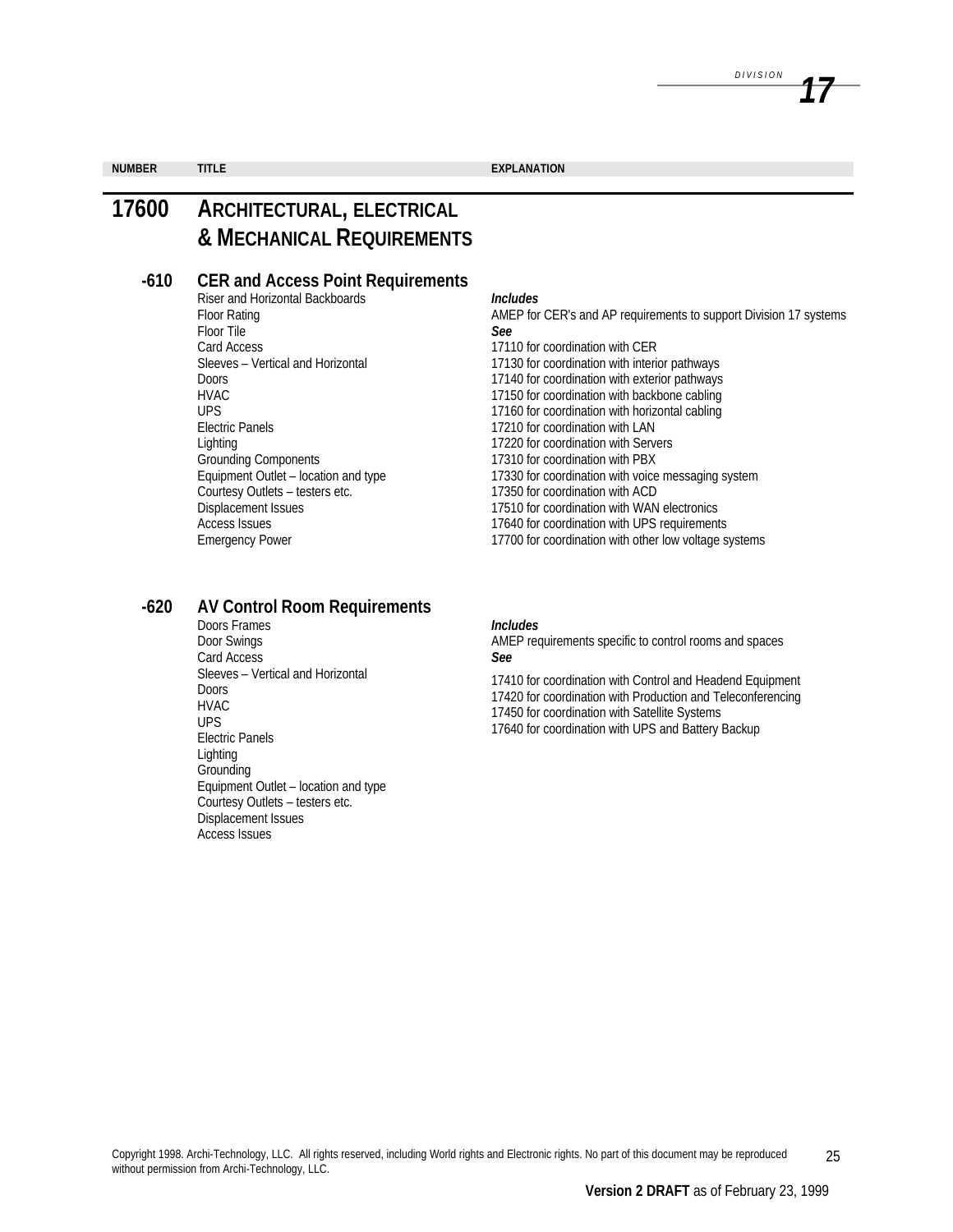| NUMBER | TITLE | EXPLANATION |
| --- | --- | --- |

# 17600 ARCHITECTURAL, ELECTRICAL & MECHANICAL REQUIREMENTS

## -610 CER and Access Point Requirements

Riser and Horizontal Backboards
Floor Rating
Floor Tile
Card Access
Sleeves – Vertical and Horizontal
Doors
HVAC
UPS
Electric Panels
Lighting
Grounding Components
Equipment Outlet – location and type
Courtesy Outlets – testers etc.
Displacement Issues
Access Issues
Emergency Power

***Includes***
AMEP for CER's and AP requirements to support Division 17 systems
***See***
17110 for coordination with CER
17130 for coordination with interior pathways
17140 for coordination with exterior pathways
17150 for coordination with backbone cabling
17160 for coordination with horizontal cabling
17210 for coordination with LAN
17220 for coordination with Servers
17310 for coordination with PBX
17330 for coordination with voice messaging system
17350 for coordination with ACD
17510 for coordination with WAN electronics
17640 for coordination with UPS requirements
17700 for coordination with other low voltage systems

## -620 AV Control Room Requirements

Doors Frames
Door Swings
Card Access
Sleeves – Vertical and Horizontal
Doors
HVAC
UPS
Electric Panels
Lighting
Grounding
Equipment Outlet – location and type
Courtesy Outlets – testers etc.
Displacement Issues
Access Issues

***Includes***
AMEP requirements specific to control rooms and spaces
***See***
17410 for coordination with Control and Headend Equipment
17420 for coordination with Production and Teleconferencing
17450 for coordination with Satellite Systems
17640 for coordination with UPS and Battery Backup

Copyright 1998. Archi-Technology, LLC. All rights reserved, including World rights and Electronic rights. No part of this document may be reproduced without permission from Archi-Technology, LLC.

**Version 2 DRAFT** as of February 23, 1999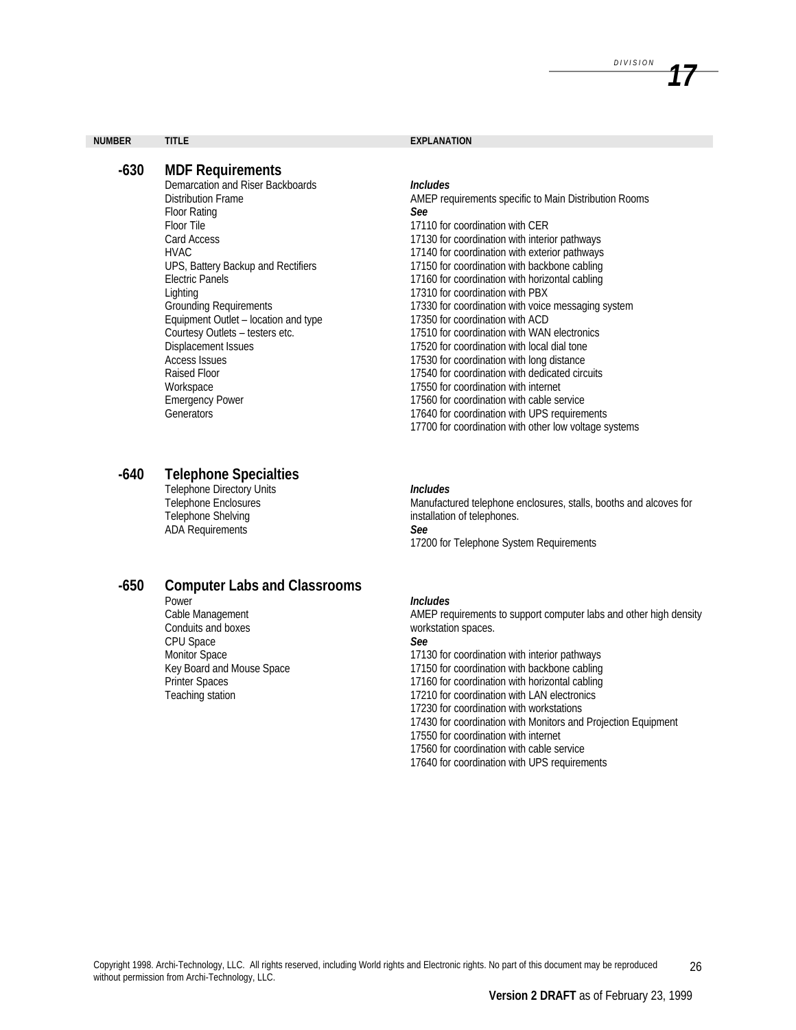| NUMBER | TITLE | EXPLANATION |
|---|---|---|

## -630 MDF Requirements

Demarcation and Riser Backboards
Distribution Frame
Floor Rating
Floor Tile
Card Access
HVAC
UPS, Battery Backup and Rectifiers
Electric Panels
Lighting
Grounding Requirements
Equipment Outlet – location and type
Courtesy Outlets – testers etc.
Displacement Issues
Access Issues
Raised Floor
Workspace
Emergency Power
Generators

***Includes***
AMEP requirements specific to Main Distribution Rooms

***See***
17110 for coordination with CER
17130 for coordination with interior pathways
17140 for coordination with exterior pathways
17150 for coordination with backbone cabling
17160 for coordination with horizontal cabling
17310 for coordination with PBX
17330 for coordination with voice messaging system
17350 for coordination with ACD
17510 for coordination with WAN electronics
17520 for coordination with local dial tone
17530 for coordination with long distance
17540 for coordination with dedicated circuits
17550 for coordination with internet
17560 for coordination with cable service
17640 for coordination with UPS requirements
17700 for coordination with other low voltage systems

## -640 Telephone Specialties

Telephone Directory Units
Telephone Enclosures
Telephone Shelving
ADA Requirements

***Includes***
Manufactured telephone enclosures, stalls, booths and alcoves for installation of telephones.

***See***
17200 for Telephone System Requirements

## -650 Computer Labs and Classrooms

Power
Cable Management
Conduits and boxes
CPU Space
Monitor Space
Key Board and Mouse Space
Printer Spaces
Teaching station

***Includes***
AMEP requirements to support computer labs and other high density workstation spaces.

***See***
17130 for coordination with interior pathways
17150 for coordination with backbone cabling
17160 for coordination with horizontal cabling
17210 for coordination with LAN electronics
17230 for coordination with workstations
17430 for coordination with Monitors and Projection Equipment
17550 for coordination with internet
17560 for coordination with cable service
17640 for coordination with UPS requirements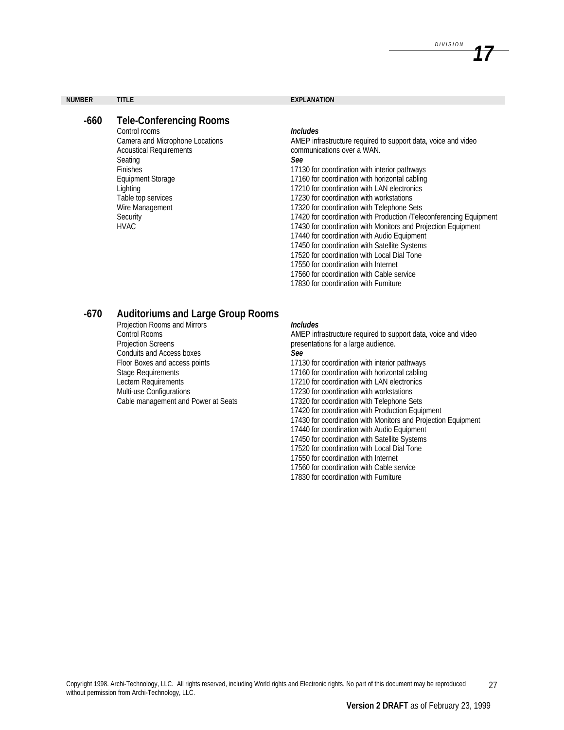| NUMBER | TITLE | EXPLANATION |
|---|---|---|

## -660 Tele-Conferencing Rooms

| | | |
|---|---|---|
| | Control rooms<br>Camera and Microphone Locations<br>Acoustical Requirements<br>Seating<br>Finishes<br>Equipment Storage<br>Lighting<br>Table top services<br>Wire Management<br>Security<br>HVAC | ***Includes***<br>AMEP infrastructure required to support data, voice and video communications over a WAN.<br>***See***<br>17130 for coordination with interior pathways<br>17160 for coordination with horizontal cabling<br>17210 for coordination with LAN electronics<br>17230 for coordination with workstations<br>17320 for coordination with Telephone Sets<br>17420 for coordination with Production /Teleconferencing Equipment<br>17430 for coordination with Monitors and Projection Equipment<br>17440 for coordination with Audio Equipment<br>17450 for coordination with Satellite Systems<br>17520 for coordination with Local Dial Tone<br>17550 for coordination with Internet<br>17560 for coordination with Cable service<br>17830 for coordination with Furniture |

## -670 Auditoriums and Large Group Rooms

| | | |
|---|---|---|
| | Projection Rooms and Mirrors<br>Control Rooms<br>Projection Screens<br>Conduits and Access boxes<br>Floor Boxes and access points<br>Stage Requirements<br>Lectern Requirements<br>Multi-use Configurations<br>Cable management and Power at Seats | ***Includes***<br>AMEP infrastructure required to support data, voice and video presentations for a large audience.<br>***See***<br>17130 for coordination with interior pathways<br>17160 for coordination with horizontal cabling<br>17210 for coordination with LAN electronics<br>17230 for coordination with workstations<br>17320 for coordination with Telephone Sets<br>17420 for coordination with Production Equipment<br>17430 for coordination with Monitors and Projection Equipment<br>17440 for coordination with Audio Equipment<br>17450 for coordination with Satellite Systems<br>17520 for coordination with Local Dial Tone<br>17550 for coordination with Internet<br>17560 for coordination with Cable service<br>17830 for coordination with Furniture |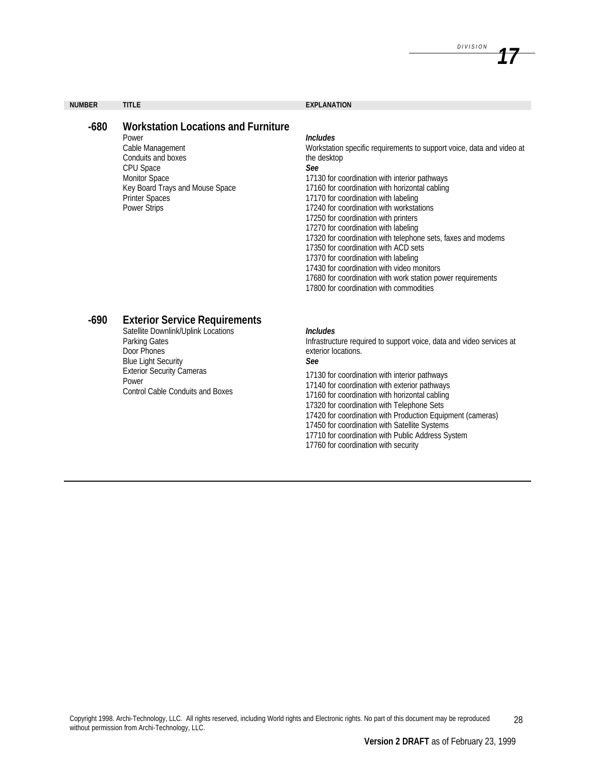| NUMBER | TITLE | EXPLANATION |
|---|---|---|

## -680 Workstation Locations and Furniture

Power
Cable Management
Conduits and boxes
CPU Space
Monitor Space
Key Board Trays and Mouse Space
Printer Spaces
Power Strips

***Includes***

Workstation specific requirements to support voice, data and video at the desktop

***See***

17130 for coordination with interior pathways
17160 for coordination with horizontal cabling
17170 for coordination with labeling
17240 for coordination with workstations
17250 for coordination with printers
17270 for coordination with labeling
17320 for coordination with telephone sets, faxes and modems
17350 for coordination with ACD sets
17370 for coordination with labeling
17430 for coordination with video monitors
17680 for coordination with work station power requirements
17800 for coordination with commodities

## -690 Exterior Service Requirements

Satellite Downlink/Uplink Locations
Parking Gates
Door Phones
Blue Light Security
Exterior Security Cameras
Power
Control Cable Conduits and Boxes

***Includes***

Infrastructure required to support voice, data and video services at exterior locations.

***See***

17130 for coordination with interior pathways
17140 for coordination with exterior pathways
17160 for coordination with horizontal cabling
17320 for coordination with Telephone Sets
17420 for coordination with Production Equipment (cameras)
17450 for coordination with Satellite Systems
17710 for coordination with Public Address System
17760 for coordination with security

Copyright 1998. Archi-Technology, LLC. All rights reserved, including World rights and Electronic rights. No part of this document may be reproduced without permission from Archi-Technology, LLC.

**Version 2 DRAFT** as of February 23, 1999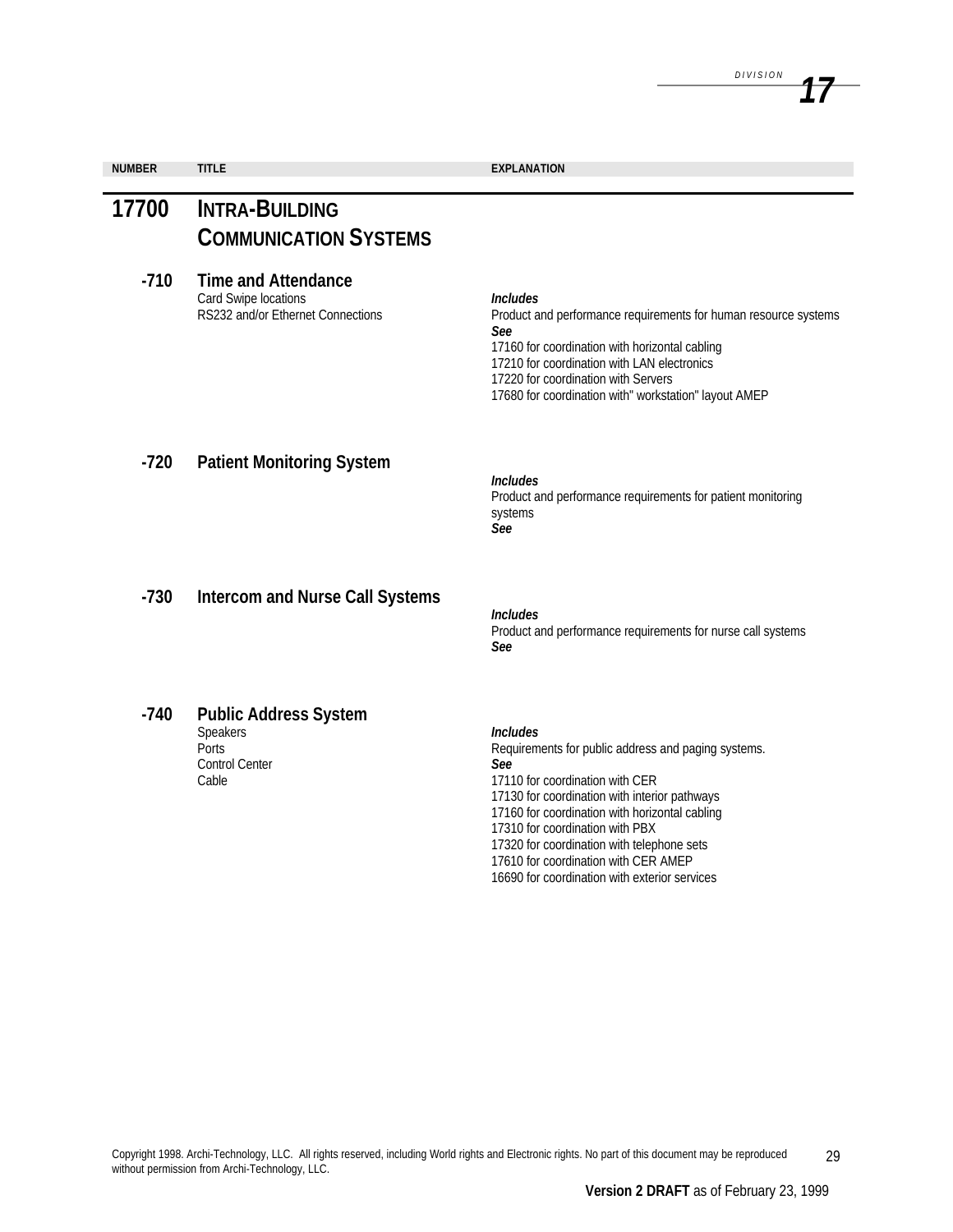| NUMBER | TITLE | EXPLANATION |
|---|---|---|

## 17700 INTRA-BUILDING COMMUNICATION SYSTEMS

| NUMBER | TITLE | EXPLANATION |
|---|---|---|
| **-710** | **Time and Attendance**<br>Card Swipe locations<br>RS232 and/or Ethernet Connections | ***Includes***<br>Product and performance requirements for human resource systems<br>***See***<br>17160 for coordination with horizontal cabling<br>17210 for coordination with LAN electronics<br>17220 for coordination with Servers<br>17680 for coordination with" workstation" layout AMEP |
| **-720** | **Patient Monitoring System** | ***Includes***<br>Product and performance requirements for patient monitoring systems<br>***See*** |
| **-730** | **Intercom and Nurse Call Systems** | ***Includes***<br>Product and performance requirements for nurse call systems<br>***See*** |
| **-740** | **Public Address System**<br>Speakers<br>Ports<br>Control Center<br>Cable | ***Includes***<br>Requirements for public address and paging systems.<br>***See***<br>17110 for coordination with CER<br>17130 for coordination with interior pathways<br>17160 for coordination with horizontal cabling<br>17310 for coordination with PBX<br>17320 for coordination with telephone sets<br>17610 for coordination with CER AMEP<br>16690 for coordination with exterior services |

Copyright 1998. Archi-Technology, LLC. All rights reserved, including World rights and Electronic rights. No part of this document may be reproduced without permission from Archi-Technology, LLC.

**Version 2 DRAFT** as of February 23, 1999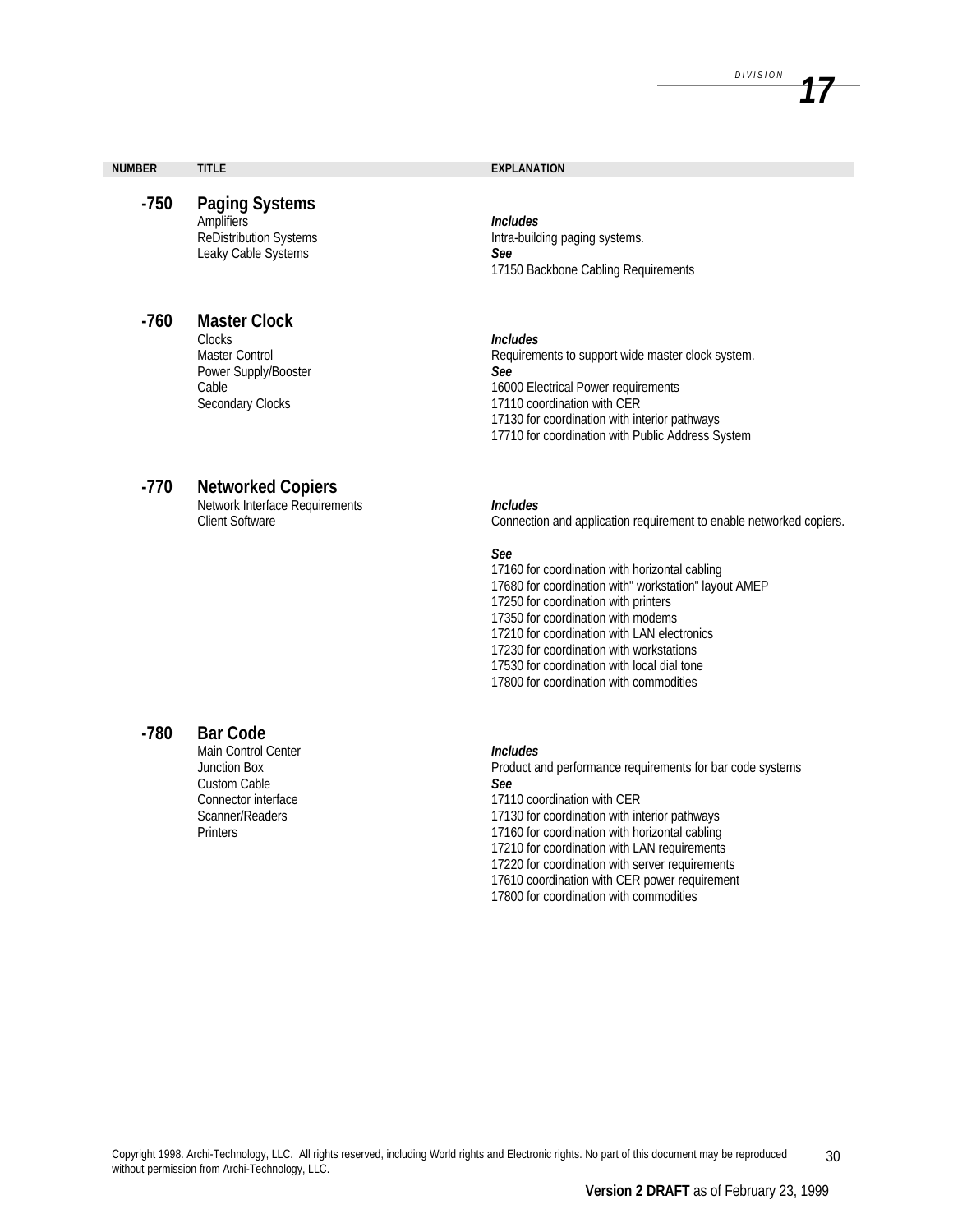| NUMBER | TITLE | EXPLANATION |
|---|---|---|
| **-750** | **Paging Systems**<br>Amplifiers<br>ReDistribution Systems<br>Leaky Cable Systems | ***Includes***<br>Intra-building paging systems.<br>***See***<br>17150 Backbone Cabling Requirements |
| **-760** | **Master Clock**<br>Clocks<br>Master Control<br>Power Supply/Booster<br>Cable<br>Secondary Clocks | ***Includes***<br>Requirements to support wide master clock system.<br>***See***<br>16000 Electrical Power requirements<br>17110 coordination with CER<br>17130 for coordination with interior pathways<br>17710 for coordination with Public Address System |
| **-770** | **Networked Copiers**<br>Network Interface Requirements<br>Client Software | ***Includes***<br>Connection and application requirement to enable networked copiers.<br><br>***See***<br>17160 for coordination with horizontal cabling<br>17680 for coordination with" workstation" layout AMEP<br>17250 for coordination with printers<br>17350 for coordination with modems<br>17210 for coordination with LAN electronics<br>17230 for coordination with workstations<br>17530 for coordination with local dial tone<br>17800 for coordination with commodities |
| **-780** | **Bar Code**<br>Main Control Center<br>Junction Box<br>Custom Cable<br>Connector interface<br>Scanner/Readers<br>Printers | ***Includes***<br>Product and performance requirements for bar code systems<br>***See***<br>17110 coordination with CER<br>17130 for coordination with interior pathways<br>17160 for coordination with horizontal cabling<br>17210 for coordination with LAN requirements<br>17220 for coordination with server requirements<br>17610 coordination with CER power requirement<br>17800 for coordination with commodities |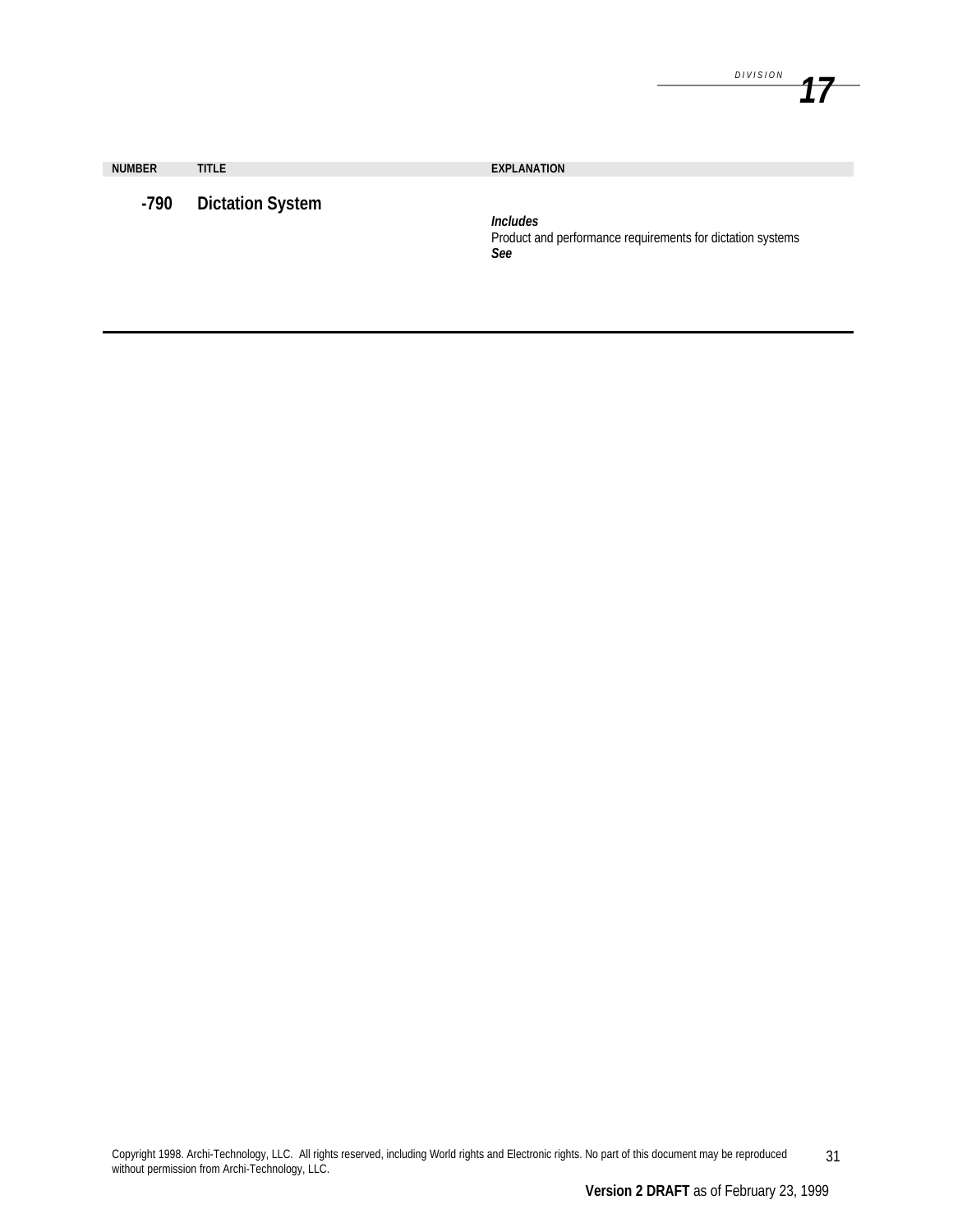| NUMBER | TITLE | EXPLANATION |
|---|---|---|
| **-790** | **Dictation System** | ***Includes***<br>Product and performance requirements for dictation systems<br>***See*** |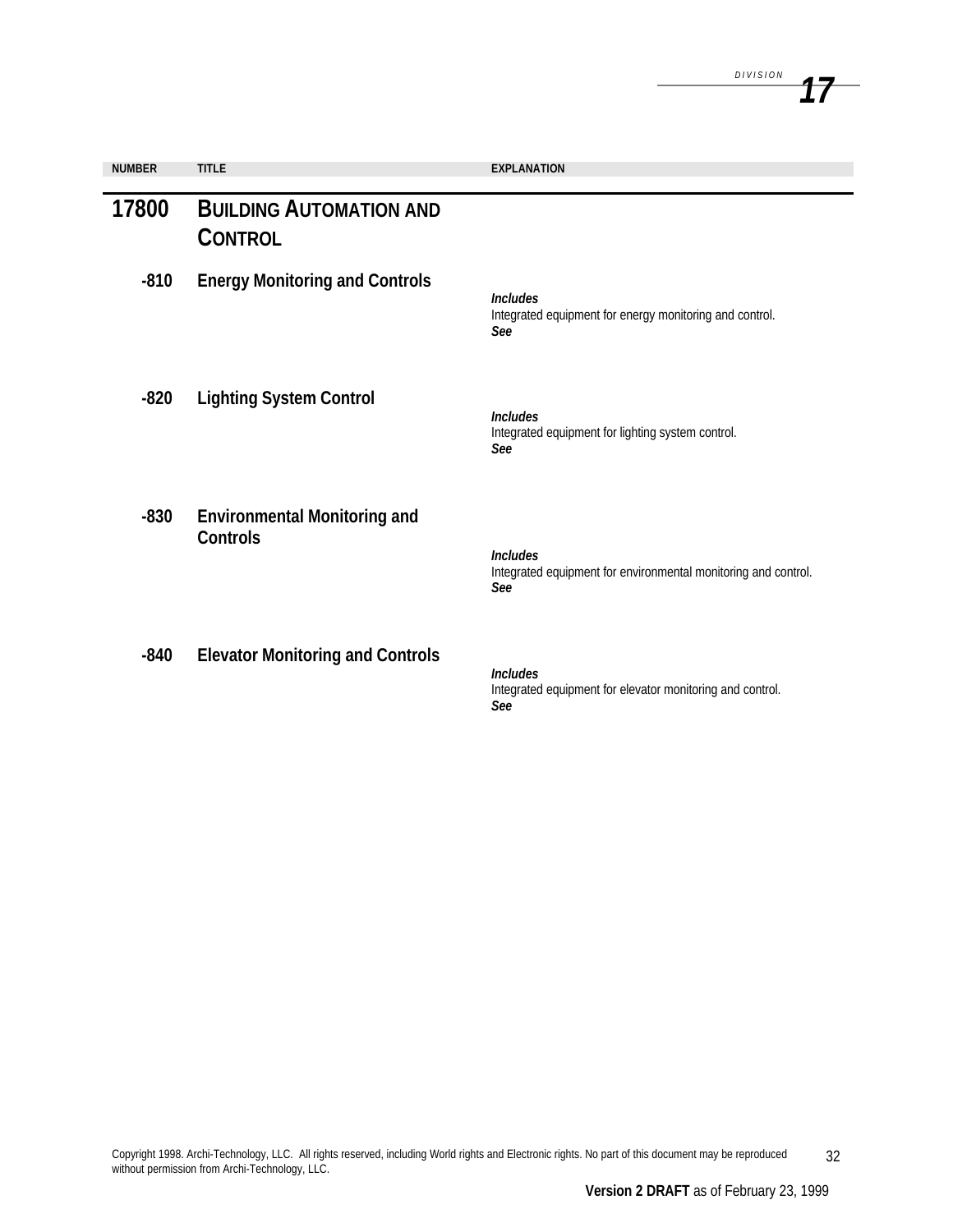| NUMBER | TITLE | EXPLANATION |
| --- | --- | --- |
| **17800** | **BUILDING AUTOMATION AND CONTROL** | |
| **-810** | **Energy Monitoring and Controls** | ***Includes*** Integrated equipment for energy monitoring and control. ***See*** |
| **-820** | **Lighting System Control** | ***Includes*** Integrated equipment for lighting system control. ***See*** |
| **-830** | **Environmental Monitoring and Controls** | ***Includes*** Integrated equipment for environmental monitoring and control. ***See*** |
| **-840** | **Elevator Monitoring and Controls** | ***Includes*** Integrated equipment for elevator monitoring and control. ***See*** |

Copyright 1998. Archi-Technology, LLC. All rights reserved, including World rights and Electronic rights. No part of this document may be reproduced without permission from Archi-Technology, LLC.

**Version 2 DRAFT** as of February 23, 1999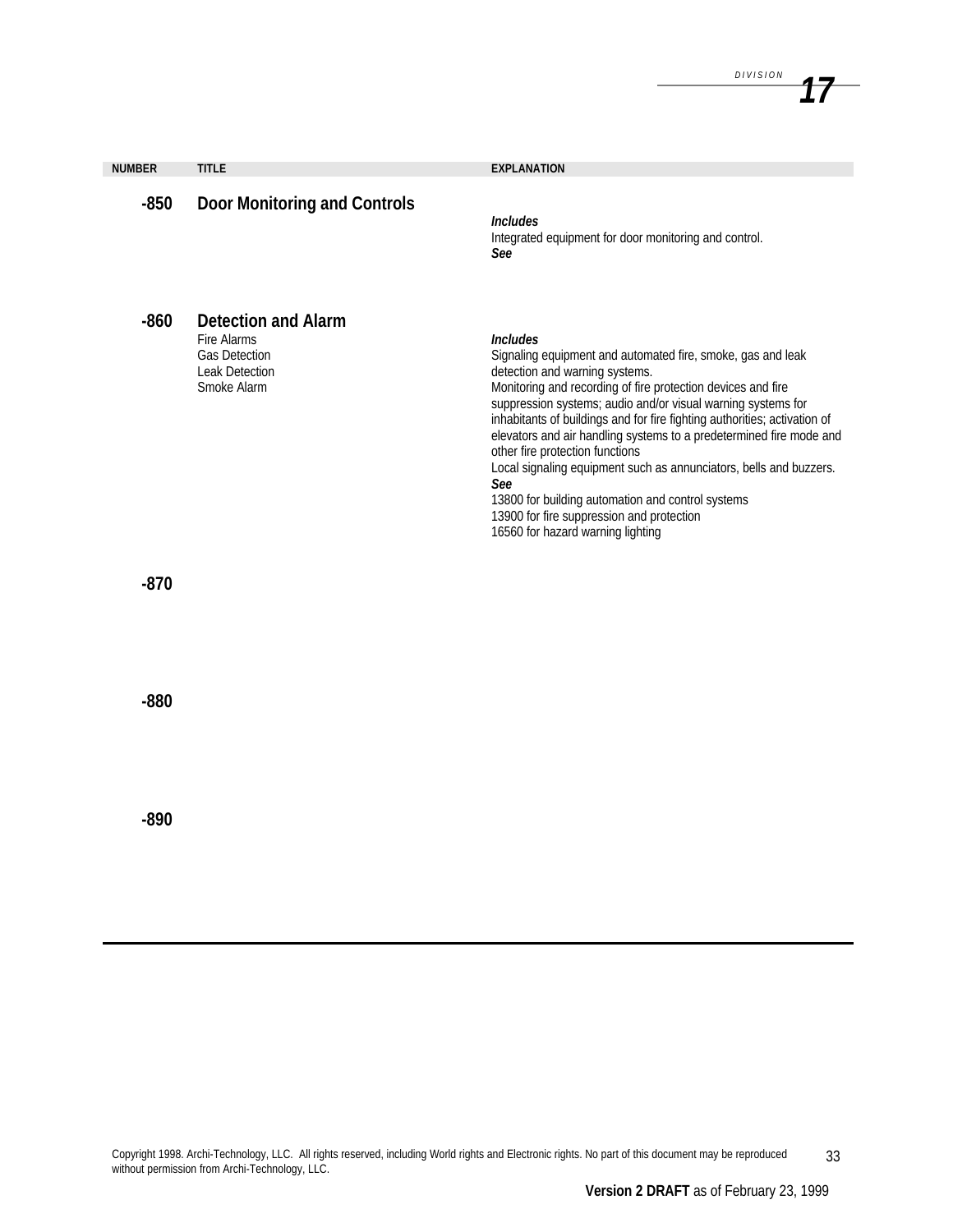| NUMBER | TITLE | EXPLANATION |
| --- | --- | --- |
| **-850** | **Door Monitoring and Controls** | ***Includes*** <br> Integrated equipment for door monitoring and control. <br> ***See*** |
| **-860** | **Detection and Alarm** <br> Fire Alarms <br> Gas Detection <br> Leak Detection <br> Smoke Alarm | ***Includes*** <br> Signaling equipment and automated fire, smoke, gas and leak detection and warning systems. <br> Monitoring and recording of fire protection devices and fire suppression systems; audio and/or visual warning systems for inhabitants of buildings and for fire fighting authorities; activation of elevators and air handling systems to a predetermined fire mode and other fire protection functions <br> Local signaling equipment such as annunciators, bells and buzzers. <br> ***See*** <br> 13800 for building automation and control systems <br> 13900 for fire suppression and protection <br> 16560 for hazard warning lighting |
| **-870** | | |
| **-880** | | |
| **-890** | | |

Copyright 1998. Archi-Technology, LLC. All rights reserved, including World rights and Electronic rights. No part of this document may be reproduced without permission from Archi-Technology, LLC.

**Version 2 DRAFT** as of February 23, 1999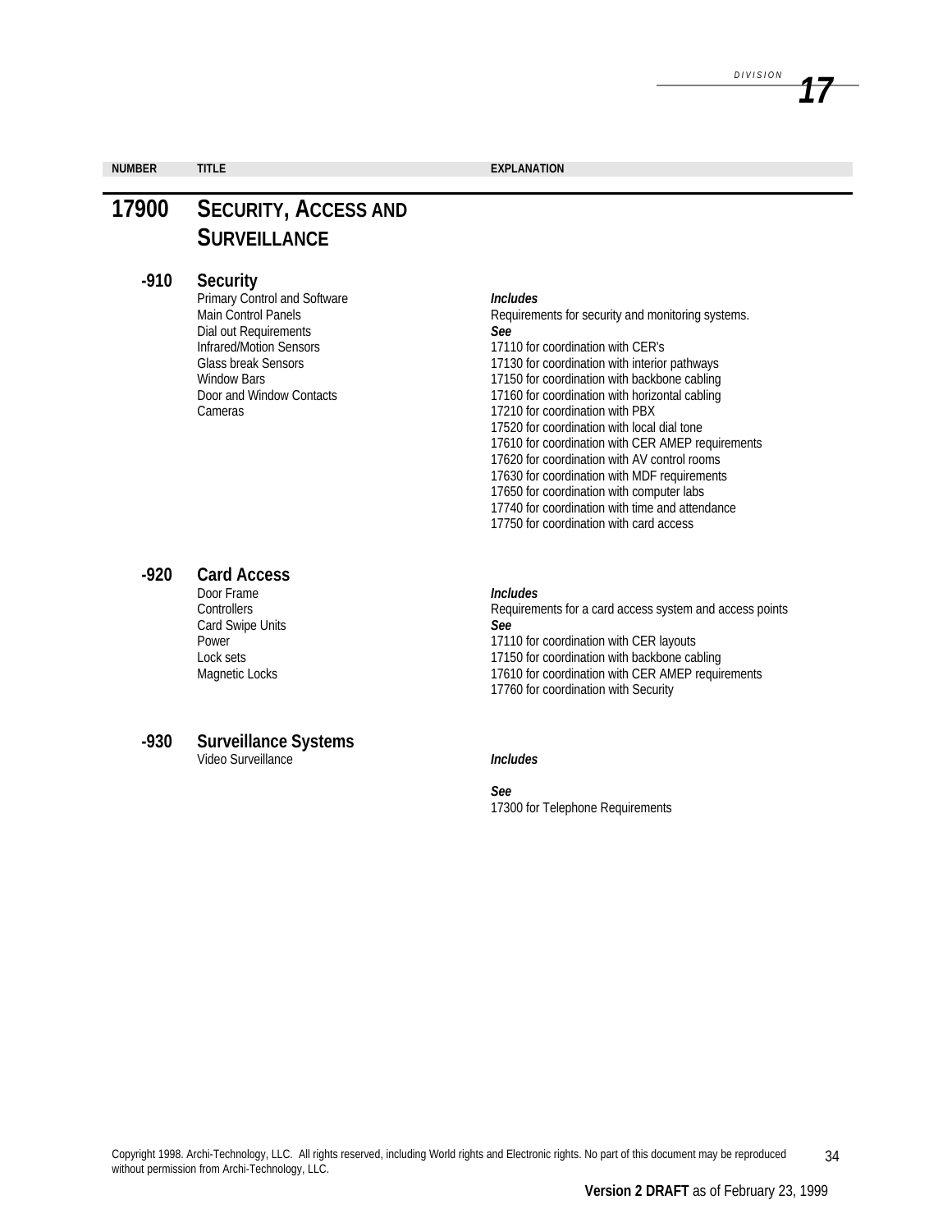| NUMBER | TITLE | EXPLANATION |
|---|---|---|

# 17900 SECURITY, ACCESS AND SURVEILLANCE

## -910 Security

Primary Control and Software
Main Control Panels
Dial out Requirements
Infrared/Motion Sensors
Glass break Sensors
Window Bars
Door and Window Contacts
Cameras

***Includes***
Requirements for security and monitoring systems.
***See***
17110 for coordination with CER's
17130 for coordination with interior pathways
17150 for coordination with backbone cabling
17160 for coordination with horizontal cabling
17210 for coordination with PBX
17520 for coordination with local dial tone
17610 for coordination with CER AMEP requirements
17620 for coordination with AV control rooms
17630 for coordination with MDF requirements
17650 for coordination with computer labs
17740 for coordination with time and attendance
17750 for coordination with card access

## -920 Card Access

Door Frame
Controllers
Card Swipe Units
Power
Lock sets
Magnetic Locks

***Includes***
Requirements for a card access system and access points
***See***
17110 for coordination with CER layouts
17150 for coordination with backbone cabling
17610 for coordination with CER AMEP requirements
17760 for coordination with Security

## -930 Surveillance Systems

Video Surveillance

***Includes***

***See***
17300 for Telephone Requirements

Copyright 1998. Archi-Technology, LLC. All rights reserved, including World rights and Electronic rights. No part of this document may be reproduced without permission from Archi-Technology, LLC.

**Version 2 DRAFT** as of February 23, 1999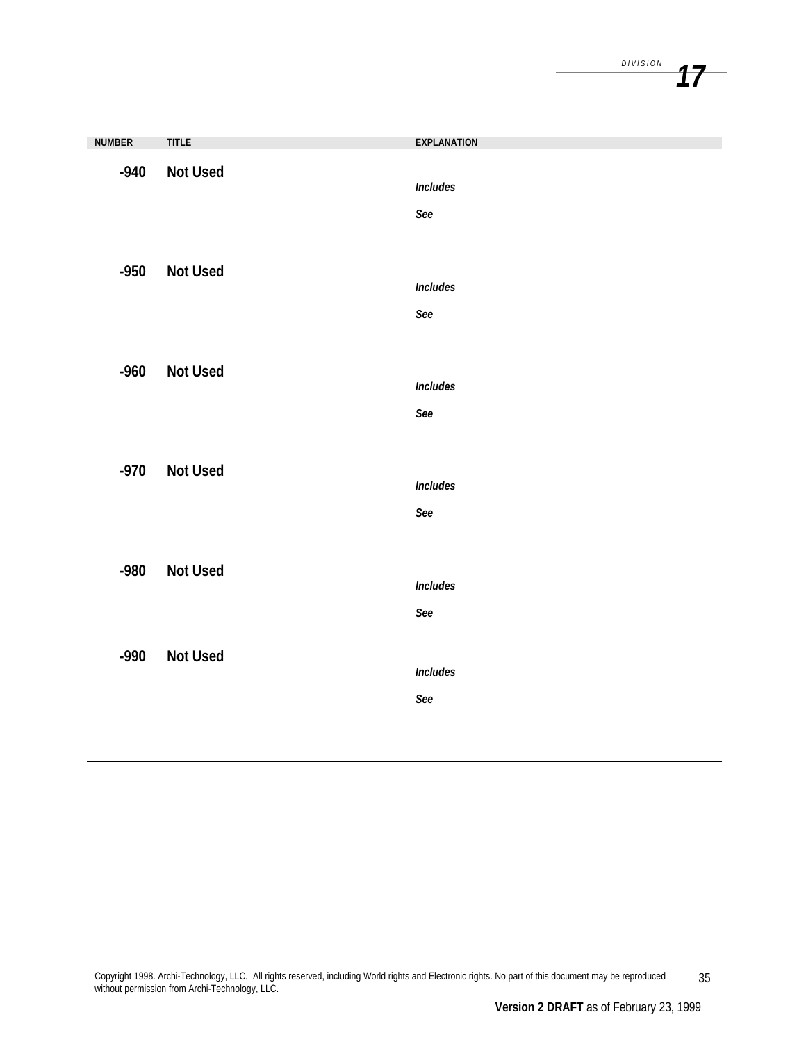| NUMBER | TITLE | EXPLANATION |
|---|---|---|
| **-940** | **Not Used** | ***Includes*** |
| | | ***See*** |
| **-950** | **Not Used** | ***Includes*** |
| | | ***See*** |
| **-960** | **Not Used** | ***Includes*** |
| | | ***See*** |
| **-970** | **Not Used** | ***Includes*** |
| | | ***See*** |
| **-980** | **Not Used** | ***Includes*** |
| | | ***See*** |
| **-990** | **Not Used** | ***Includes*** |
| | | ***See*** |

Copyright 1998. Archi-Technology, LLC. All rights reserved, including World rights and Electronic rights. No part of this document may be reproduced without permission from Archi-Technology, LLC.

**Version 2 DRAFT** as of February 23, 1999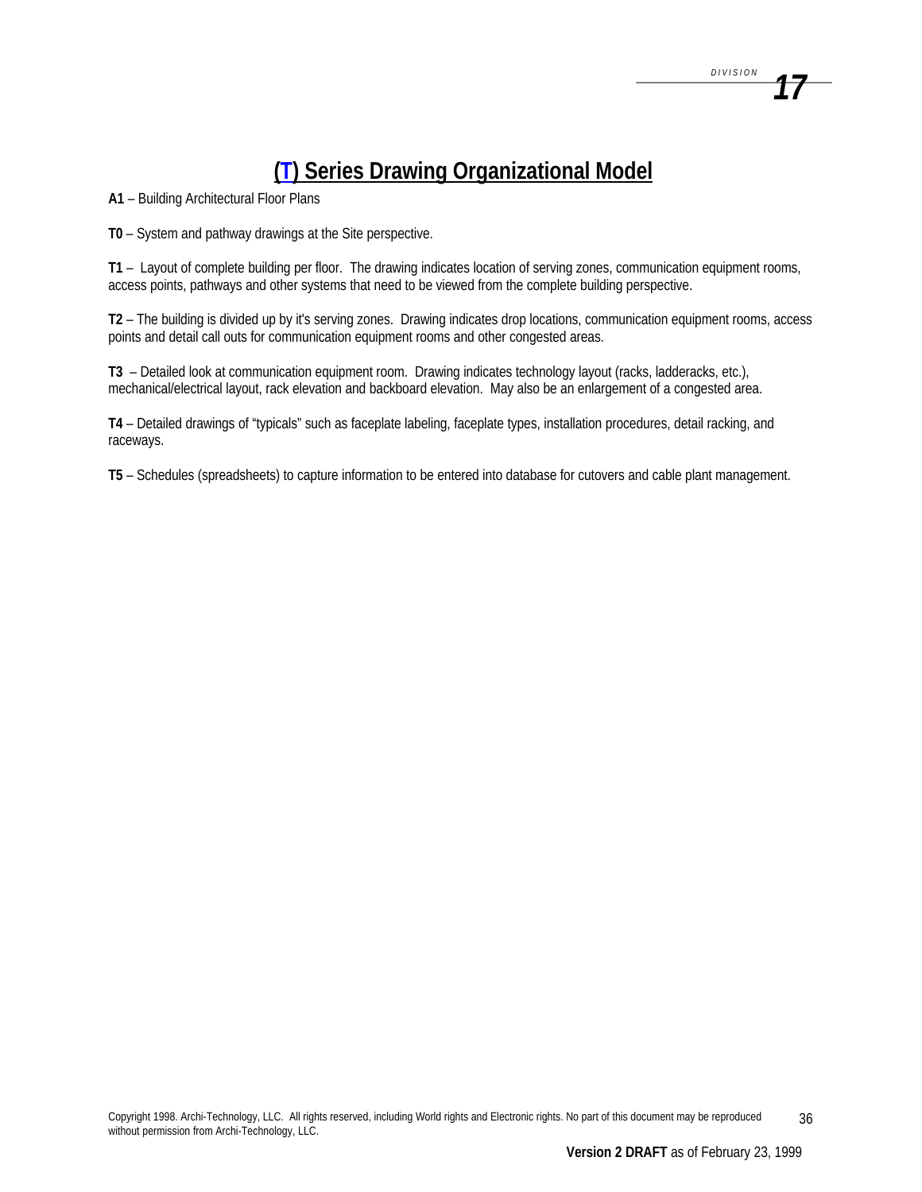# (T) Series Drawing Organizational Model

**A1** – Building Architectural Floor Plans

**T0** – System and pathway drawings at the Site perspective.

**T1** – Layout of complete building per floor. The drawing indicates location of serving zones, communication equipment rooms, access points, pathways and other systems that need to be viewed from the complete building perspective.

**T2** – The building is divided up by it's serving zones. Drawing indicates drop locations, communication equipment rooms, access points and detail call outs for communication equipment rooms and other congested areas.

**T3** – Detailed look at communication equipment room. Drawing indicates technology layout (racks, ladderacks, etc.), mechanical/electrical layout, rack elevation and backboard elevation. May also be an enlargement of a congested area.

**T4** – Detailed drawings of "typicals" such as faceplate labeling, faceplate types, installation procedures, detail racking, and raceways.

**T5** – Schedules (spreadsheets) to capture information to be entered into database for cutovers and cable plant management.